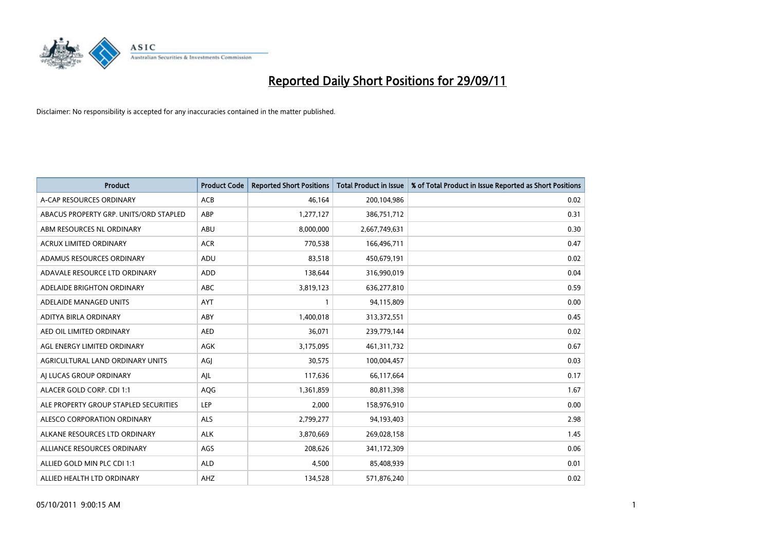# Reported Daily Short Positions for 29/09/11

Disclaimer: No responsibility is accepted for any inaccuracies contained in the matter published.

| Product | Product Code | Reported Short Positions | Total Product in Issue | % of Total Product in Issue Reported as Short Positions |
|---|---|---|---|---|
| A-CAP RESOURCES ORDINARY | ACB | 46,164 | 200,104,986 | 0.02 |
| ABACUS PROPERTY GRP. UNITS/ORD STAPLED | ABP | 1,277,127 | 386,751,712 | 0.31 |
| ABM RESOURCES NL ORDINARY | ABU | 8,000,000 | 2,667,749,631 | 0.30 |
| ACRUX LIMITED ORDINARY | ACR | 770,538 | 166,496,711 | 0.47 |
| ADAMUS RESOURCES ORDINARY | ADU | 83,518 | 450,679,191 | 0.02 |
| ADAVALE RESOURCE LTD ORDINARY | ADD | 138,644 | 316,990,019 | 0.04 |
| ADELAIDE BRIGHTON ORDINARY | ABC | 3,819,123 | 636,277,810 | 0.59 |
| ADELAIDE MANAGED UNITS | AYT | 1 | 94,115,809 | 0.00 |
| ADITYA BIRLA ORDINARY | ABY | 1,400,018 | 313,372,551 | 0.45 |
| AED OIL LIMITED ORDINARY | AED | 36,071 | 239,779,144 | 0.02 |
| AGL ENERGY LIMITED ORDINARY | AGK | 3,175,095 | 461,311,732 | 0.67 |
| AGRICULTURAL LAND ORDINARY UNITS | AGJ | 30,575 | 100,004,457 | 0.03 |
| AJ LUCAS GROUP ORDINARY | AJL | 117,636 | 66,117,664 | 0.17 |
| ALACER GOLD CORP. CDI 1:1 | AQG | 1,361,859 | 80,811,398 | 1.67 |
| ALE PROPERTY GROUP STAPLED SECURITIES | LEP | 2,000 | 158,976,910 | 0.00 |
| ALESCO CORPORATION ORDINARY | ALS | 2,799,277 | 94,193,403 | 2.98 |
| ALKANE RESOURCES LTD ORDINARY | ALK | 3,870,669 | 269,028,158 | 1.45 |
| ALLIANCE RESOURCES ORDINARY | AGS | 208,626 | 341,172,309 | 0.06 |
| ALLIED GOLD MIN PLC CDI 1:1 | ALD | 4,500 | 85,408,939 | 0.01 |
| ALLIED HEALTH LTD ORDINARY | AHZ | 134,528 | 571,876,240 | 0.02 |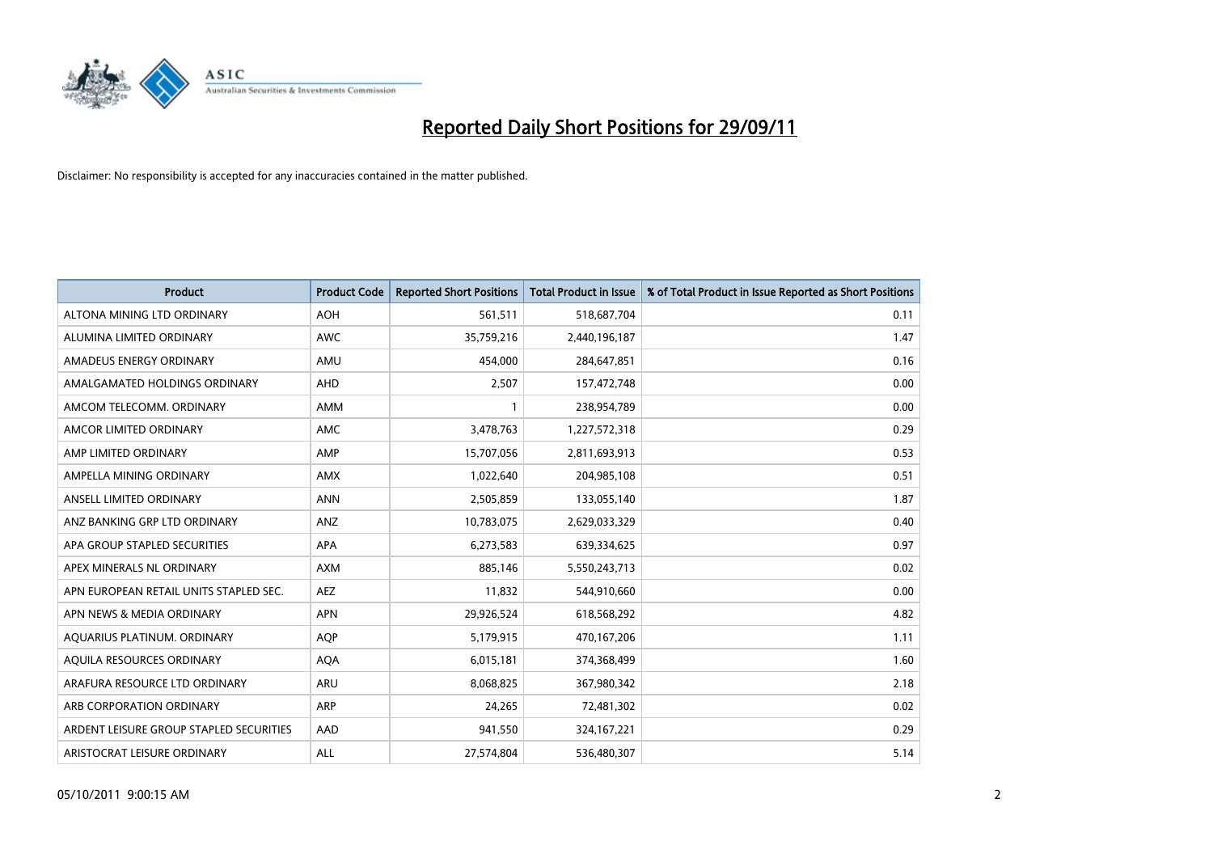# Reported Daily Short Positions for 29/09/11

Disclaimer: No responsibility is accepted for any inaccuracies contained in the matter published.

| Product | Product Code | Reported Short Positions | Total Product in Issue | % of Total Product in Issue Reported as Short Positions |
|---|---|---|---|---|
| ALTONA MINING LTD ORDINARY | AOH | 561,511 | 518,687,704 | 0.11 |
| ALUMINA LIMITED ORDINARY | AWC | 35,759,216 | 2,440,196,187 | 1.47 |
| AMADEUS ENERGY ORDINARY | AMU | 454,000 | 284,647,851 | 0.16 |
| AMALGAMATED HOLDINGS ORDINARY | AHD | 2,507 | 157,472,748 | 0.00 |
| AMCOM TELECOMM. ORDINARY | AMM | 1 | 238,954,789 | 0.00 |
| AMCOR LIMITED ORDINARY | AMC | 3,478,763 | 1,227,572,318 | 0.29 |
| AMP LIMITED ORDINARY | AMP | 15,707,056 | 2,811,693,913 | 0.53 |
| AMPELLA MINING ORDINARY | AMX | 1,022,640 | 204,985,108 | 0.51 |
| ANSELL LIMITED ORDINARY | ANN | 2,505,859 | 133,055,140 | 1.87 |
| ANZ BANKING GRP LTD ORDINARY | ANZ | 10,783,075 | 2,629,033,329 | 0.40 |
| APA GROUP STAPLED SECURITIES | APA | 6,273,583 | 639,334,625 | 0.97 |
| APEX MINERALS NL ORDINARY | AXM | 885,146 | 5,550,243,713 | 0.02 |
| APN EUROPEAN RETAIL UNITS STAPLED SEC. | AEZ | 11,832 | 544,910,660 | 0.00 |
| APN NEWS & MEDIA ORDINARY | APN | 29,926,524 | 618,568,292 | 4.82 |
| AQUARIUS PLATINUM. ORDINARY | AQP | 5,179,915 | 470,167,206 | 1.11 |
| AQUILA RESOURCES ORDINARY | AQA | 6,015,181 | 374,368,499 | 1.60 |
| ARAFURA RESOURCE LTD ORDINARY | ARU | 8,068,825 | 367,980,342 | 2.18 |
| ARB CORPORATION ORDINARY | ARP | 24,265 | 72,481,302 | 0.02 |
| ARDENT LEISURE GROUP STAPLED SECURITIES | AAD | 941,550 | 324,167,221 | 0.29 |
| ARISTOCRAT LEISURE ORDINARY | ALL | 27,574,804 | 536,480,307 | 5.14 |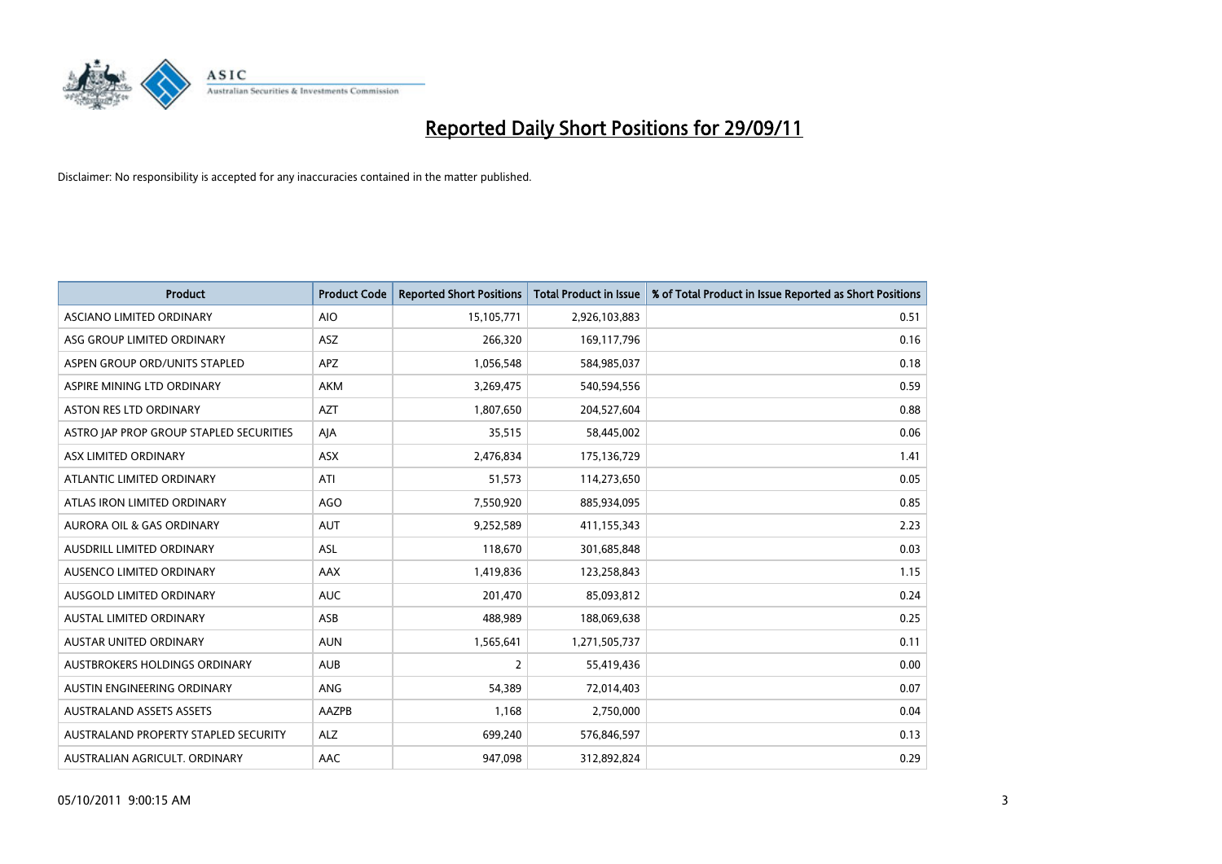# Reported Daily Short Positions for 29/09/11

Disclaimer: No responsibility is accepted for any inaccuracies contained in the matter published.

| Product | Product Code | Reported Short Positions | Total Product in Issue | % of Total Product in Issue Reported as Short Positions |
|---|---|---|---|---|
| ASCIANO LIMITED ORDINARY | AIO | 15,105,771 | 2,926,103,883 | 0.51 |
| ASG GROUP LIMITED ORDINARY | ASZ | 266,320 | 169,117,796 | 0.16 |
| ASPEN GROUP ORD/UNITS STAPLED | APZ | 1,056,548 | 584,985,037 | 0.18 |
| ASPIRE MINING LTD ORDINARY | AKM | 3,269,475 | 540,594,556 | 0.59 |
| ASTON RES LTD ORDINARY | AZT | 1,807,650 | 204,527,604 | 0.88 |
| ASTRO JAP PROP GROUP STAPLED SECURITIES | AJA | 35,515 | 58,445,002 | 0.06 |
| ASX LIMITED ORDINARY | ASX | 2,476,834 | 175,136,729 | 1.41 |
| ATLANTIC LIMITED ORDINARY | ATI | 51,573 | 114,273,650 | 0.05 |
| ATLAS IRON LIMITED ORDINARY | AGO | 7,550,920 | 885,934,095 | 0.85 |
| AURORA OIL & GAS ORDINARY | AUT | 9,252,589 | 411,155,343 | 2.23 |
| AUSDRILL LIMITED ORDINARY | ASL | 118,670 | 301,685,848 | 0.03 |
| AUSENCO LIMITED ORDINARY | AAX | 1,419,836 | 123,258,843 | 1.15 |
| AUSGOLD LIMITED ORDINARY | AUC | 201,470 | 85,093,812 | 0.24 |
| AUSTAL LIMITED ORDINARY | ASB | 488,989 | 188,069,638 | 0.25 |
| AUSTAR UNITED ORDINARY | AUN | 1,565,641 | 1,271,505,737 | 0.11 |
| AUSTBROKERS HOLDINGS ORDINARY | AUB | 2 | 55,419,436 | 0.00 |
| AUSTIN ENGINEERING ORDINARY | ANG | 54,389 | 72,014,403 | 0.07 |
| AUSTRALAND ASSETS ASSETS | AAZPB | 1,168 | 2,750,000 | 0.04 |
| AUSTRALAND PROPERTY STAPLED SECURITY | ALZ | 699,240 | 576,846,597 | 0.13 |
| AUSTRALIAN AGRICULT. ORDINARY | AAC | 947,098 | 312,892,824 | 0.29 |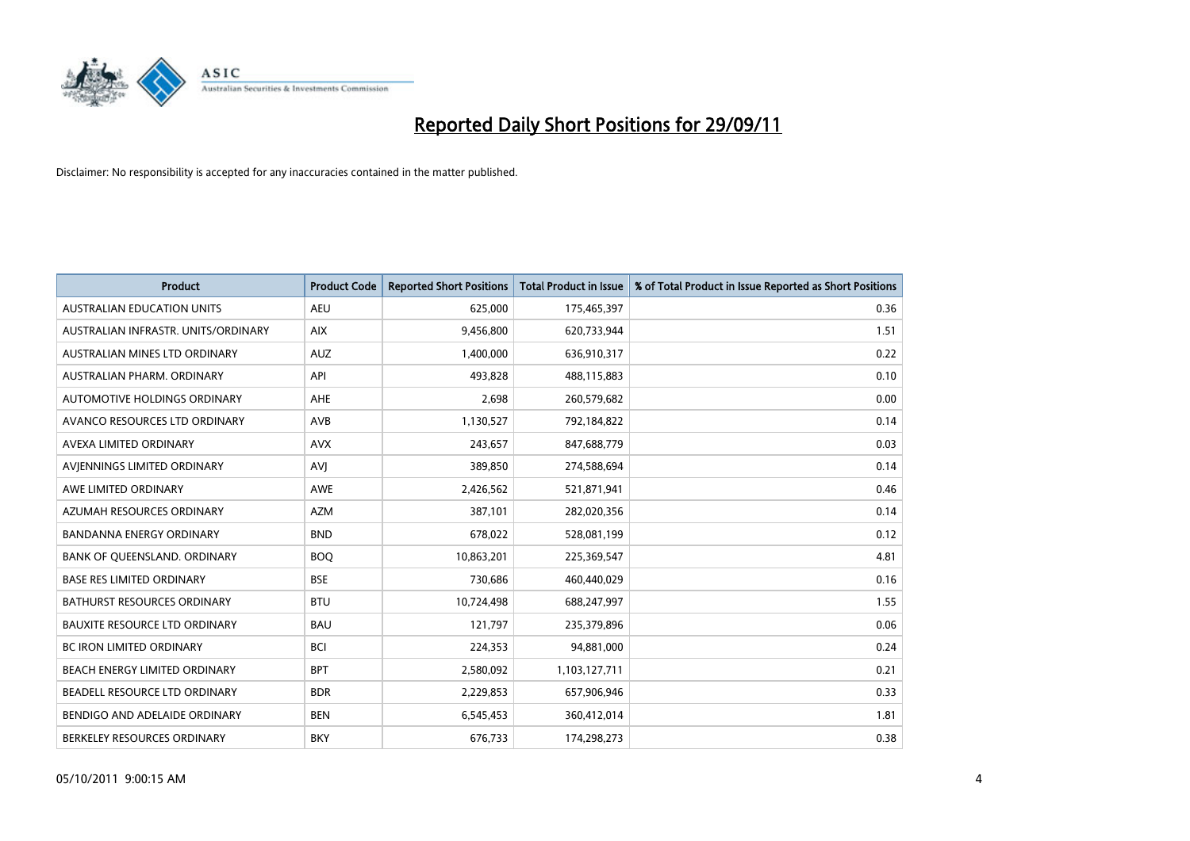# Reported Daily Short Positions for 29/09/11

Disclaimer: No responsibility is accepted for any inaccuracies contained in the matter published.

| Product | Product Code | Reported Short Positions | Total Product in Issue | % of Total Product in Issue Reported as Short Positions |
|---|---|---|---|---|
| AUSTRALIAN EDUCATION UNITS | AEU | 625,000 | 175,465,397 | 0.36 |
| AUSTRALIAN INFRASTR. UNITS/ORDINARY | AIX | 9,456,800 | 620,733,944 | 1.51 |
| AUSTRALIAN MINES LTD ORDINARY | AUZ | 1,400,000 | 636,910,317 | 0.22 |
| AUSTRALIAN PHARM. ORDINARY | API | 493,828 | 488,115,883 | 0.10 |
| AUTOMOTIVE HOLDINGS ORDINARY | AHE | 2,698 | 260,579,682 | 0.00 |
| AVANCO RESOURCES LTD ORDINARY | AVB | 1,130,527 | 792,184,822 | 0.14 |
| AVEXA LIMITED ORDINARY | AVX | 243,657 | 847,688,779 | 0.03 |
| AVJENNINGS LIMITED ORDINARY | AVJ | 389,850 | 274,588,694 | 0.14 |
| AWE LIMITED ORDINARY | AWE | 2,426,562 | 521,871,941 | 0.46 |
| AZUMAH RESOURCES ORDINARY | AZM | 387,101 | 282,020,356 | 0.14 |
| BANDANNA ENERGY ORDINARY | BND | 678,022 | 528,081,199 | 0.12 |
| BANK OF QUEENSLAND. ORDINARY | BOQ | 10,863,201 | 225,369,547 | 4.81 |
| BASE RES LIMITED ORDINARY | BSE | 730,686 | 460,440,029 | 0.16 |
| BATHURST RESOURCES ORDINARY | BTU | 10,724,498 | 688,247,997 | 1.55 |
| BAUXITE RESOURCE LTD ORDINARY | BAU | 121,797 | 235,379,896 | 0.06 |
| BC IRON LIMITED ORDINARY | BCI | 224,353 | 94,881,000 | 0.24 |
| BEACH ENERGY LIMITED ORDINARY | BPT | 2,580,092 | 1,103,127,711 | 0.21 |
| BEADELL RESOURCE LTD ORDINARY | BDR | 2,229,853 | 657,906,946 | 0.33 |
| BENDIGO AND ADELAIDE ORDINARY | BEN | 6,545,453 | 360,412,014 | 1.81 |
| BERKELEY RESOURCES ORDINARY | BKY | 676,733 | 174,298,273 | 0.38 |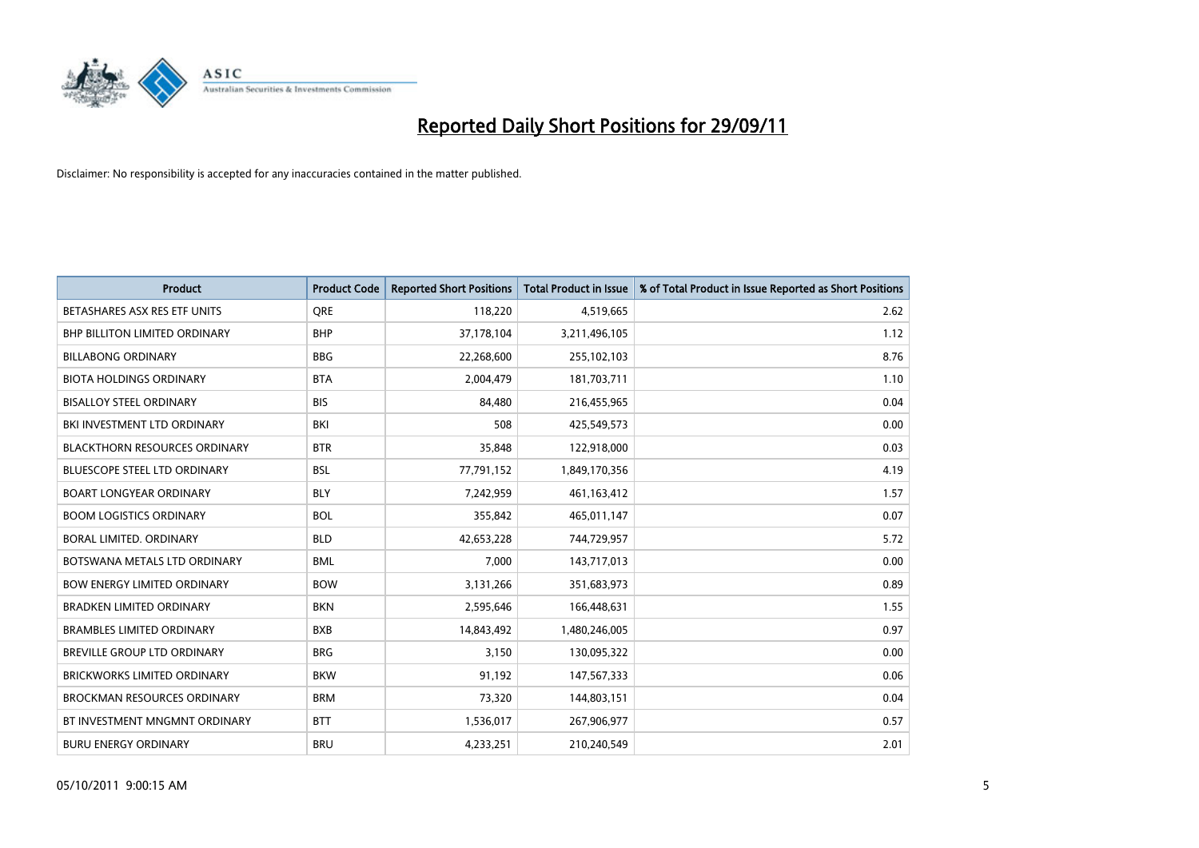# Reported Daily Short Positions for 29/09/11

Disclaimer: No responsibility is accepted for any inaccuracies contained in the matter published.

| Product | Product Code | Reported Short Positions | Total Product in Issue | % of Total Product in Issue Reported as Short Positions |
|---|---|---|---|---|
| BETASHARES ASX RES ETF UNITS | QRE | 118,220 | 4,519,665 | 2.62 |
| BHP BILLITON LIMITED ORDINARY | BHP | 37,178,104 | 3,211,496,105 | 1.12 |
| BILLABONG ORDINARY | BBG | 22,268,600 | 255,102,103 | 8.76 |
| BIOTA HOLDINGS ORDINARY | BTA | 2,004,479 | 181,703,711 | 1.10 |
| BISALLOY STEEL ORDINARY | BIS | 84,480 | 216,455,965 | 0.04 |
| BKI INVESTMENT LTD ORDINARY | BKI | 508 | 425,549,573 | 0.00 |
| BLACKTHORN RESOURCES ORDINARY | BTR | 35,848 | 122,918,000 | 0.03 |
| BLUESCOPE STEEL LTD ORDINARY | BSL | 77,791,152 | 1,849,170,356 | 4.19 |
| BOART LONGYEAR ORDINARY | BLY | 7,242,959 | 461,163,412 | 1.57 |
| BOOM LOGISTICS ORDINARY | BOL | 355,842 | 465,011,147 | 0.07 |
| BORAL LIMITED. ORDINARY | BLD | 42,653,228 | 744,729,957 | 5.72 |
| BOTSWANA METALS LTD ORDINARY | BML | 7,000 | 143,717,013 | 0.00 |
| BOW ENERGY LIMITED ORDINARY | BOW | 3,131,266 | 351,683,973 | 0.89 |
| BRADKEN LIMITED ORDINARY | BKN | 2,595,646 | 166,448,631 | 1.55 |
| BRAMBLES LIMITED ORDINARY | BXB | 14,843,492 | 1,480,246,005 | 0.97 |
| BREVILLE GROUP LTD ORDINARY | BRG | 3,150 | 130,095,322 | 0.00 |
| BRICKWORKS LIMITED ORDINARY | BKW | 91,192 | 147,567,333 | 0.06 |
| BROCKMAN RESOURCES ORDINARY | BRM | 73,320 | 144,803,151 | 0.04 |
| BT INVESTMENT MNGMNT ORDINARY | BTT | 1,536,017 | 267,906,977 | 0.57 |
| BURU ENERGY ORDINARY | BRU | 4,233,251 | 210,240,549 | 2.01 |

05/10/2011 9:00:15 AM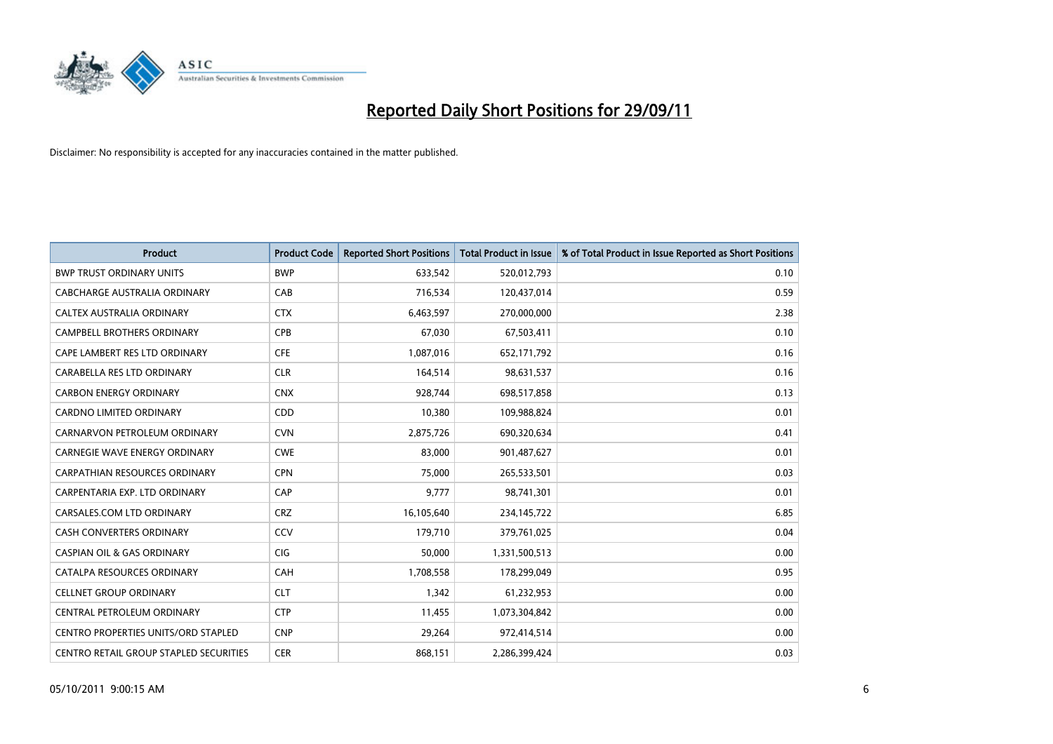# Reported Daily Short Positions for 29/09/11

Disclaimer: No responsibility is accepted for any inaccuracies contained in the matter published.

| Product | Product Code | Reported Short Positions | Total Product in Issue | % of Total Product in Issue Reported as Short Positions |
|---|---|---|---|---|
| BWP TRUST ORDINARY UNITS | BWP | 633,542 | 520,012,793 | 0.10 |
| CABCHARGE AUSTRALIA ORDINARY | CAB | 716,534 | 120,437,014 | 0.59 |
| CALTEX AUSTRALIA ORDINARY | CTX | 6,463,597 | 270,000,000 | 2.38 |
| CAMPBELL BROTHERS ORDINARY | CPB | 67,030 | 67,503,411 | 0.10 |
| CAPE LAMBERT RES LTD ORDINARY | CFE | 1,087,016 | 652,171,792 | 0.16 |
| CARABELLA RES LTD ORDINARY | CLR | 164,514 | 98,631,537 | 0.16 |
| CARBON ENERGY ORDINARY | CNX | 928,744 | 698,517,858 | 0.13 |
| CARDNO LIMITED ORDINARY | CDD | 10,380 | 109,988,824 | 0.01 |
| CARNARVON PETROLEUM ORDINARY | CVN | 2,875,726 | 690,320,634 | 0.41 |
| CARNEGIE WAVE ENERGY ORDINARY | CWE | 83,000 | 901,487,627 | 0.01 |
| CARPATHIAN RESOURCES ORDINARY | CPN | 75,000 | 265,533,501 | 0.03 |
| CARPENTARIA EXP. LTD ORDINARY | CAP | 9,777 | 98,741,301 | 0.01 |
| CARSALES.COM LTD ORDINARY | CRZ | 16,105,640 | 234,145,722 | 6.85 |
| CASH CONVERTERS ORDINARY | CCV | 179,710 | 379,761,025 | 0.04 |
| CASPIAN OIL & GAS ORDINARY | CIG | 50,000 | 1,331,500,513 | 0.00 |
| CATALPA RESOURCES ORDINARY | CAH | 1,708,558 | 178,299,049 | 0.95 |
| CELLNET GROUP ORDINARY | CLT | 1,342 | 61,232,953 | 0.00 |
| CENTRAL PETROLEUM ORDINARY | CTP | 11,455 | 1,073,304,842 | 0.00 |
| CENTRO PROPERTIES UNITS/ORD STAPLED | CNP | 29,264 | 972,414,514 | 0.00 |
| CENTRO RETAIL GROUP STAPLED SECURITIES | CER | 868,151 | 2,286,399,424 | 0.03 |

05/10/2011 9:00:15 AM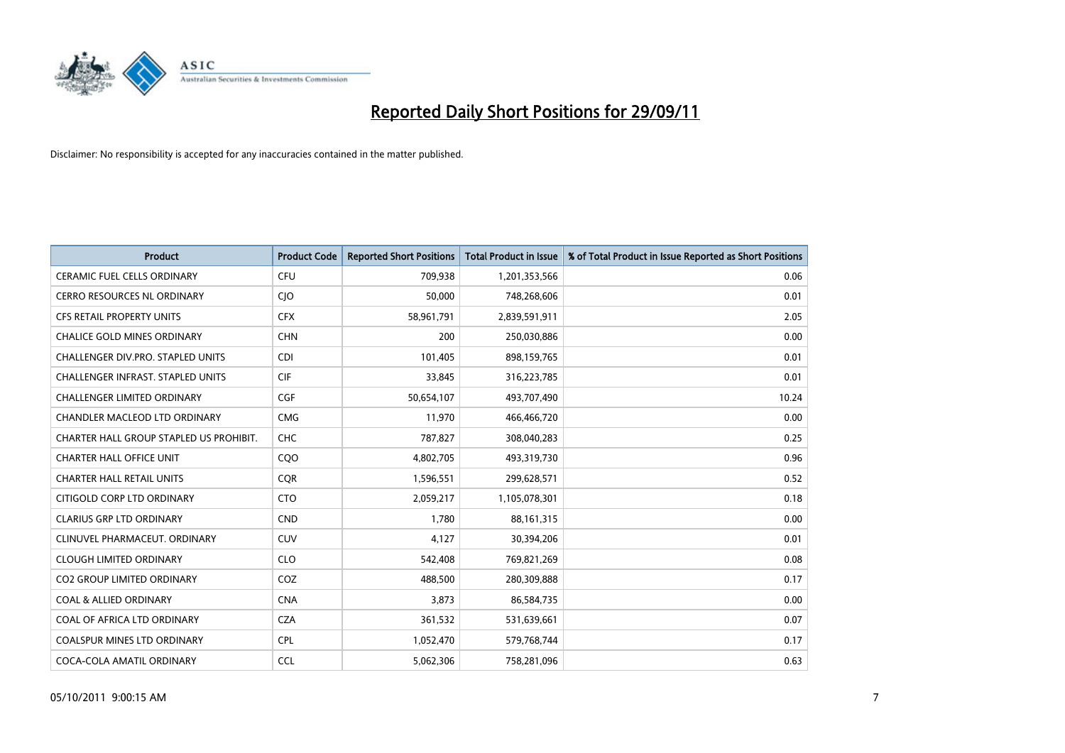# Reported Daily Short Positions for 29/09/11

Disclaimer: No responsibility is accepted for any inaccuracies contained in the matter published.

| Product | Product Code | Reported Short Positions | Total Product in Issue | % of Total Product in Issue Reported as Short Positions |
|---|---|---|---|---|
| CERAMIC FUEL CELLS ORDINARY | CFU | 709,938 | 1,201,353,566 | 0.06 |
| CERRO RESOURCES NL ORDINARY | CJO | 50,000 | 748,268,606 | 0.01 |
| CFS RETAIL PROPERTY UNITS | CFX | 58,961,791 | 2,839,591,911 | 2.05 |
| CHALICE GOLD MINES ORDINARY | CHN | 200 | 250,030,886 | 0.00 |
| CHALLENGER DIV.PRO. STAPLED UNITS | CDI | 101,405 | 898,159,765 | 0.01 |
| CHALLENGER INFRAST. STAPLED UNITS | CIF | 33,845 | 316,223,785 | 0.01 |
| CHALLENGER LIMITED ORDINARY | CGF | 50,654,107 | 493,707,490 | 10.24 |
| CHANDLER MACLEOD LTD ORDINARY | CMG | 11,970 | 466,466,720 | 0.00 |
| CHARTER HALL GROUP STAPLED US PROHIBIT. | CHC | 787,827 | 308,040,283 | 0.25 |
| CHARTER HALL OFFICE UNIT | CQO | 4,802,705 | 493,319,730 | 0.96 |
| CHARTER HALL RETAIL UNITS | CQR | 1,596,551 | 299,628,571 | 0.52 |
| CITIGOLD CORP LTD ORDINARY | CTO | 2,059,217 | 1,105,078,301 | 0.18 |
| CLARIUS GRP LTD ORDINARY | CND | 1,780 | 88,161,315 | 0.00 |
| CLINUVEL PHARMACEUT. ORDINARY | CUV | 4,127 | 30,394,206 | 0.01 |
| CLOUGH LIMITED ORDINARY | CLO | 542,408 | 769,821,269 | 0.08 |
| CO2 GROUP LIMITED ORDINARY | COZ | 488,500 | 280,309,888 | 0.17 |
| COAL & ALLIED ORDINARY | CNA | 3,873 | 86,584,735 | 0.00 |
| COAL OF AFRICA LTD ORDINARY | CZA | 361,532 | 531,639,661 | 0.07 |
| COALSPUR MINES LTD ORDINARY | CPL | 1,052,470 | 579,768,744 | 0.17 |
| COCA-COLA AMATIL ORDINARY | CCL | 5,062,306 | 758,281,096 | 0.63 |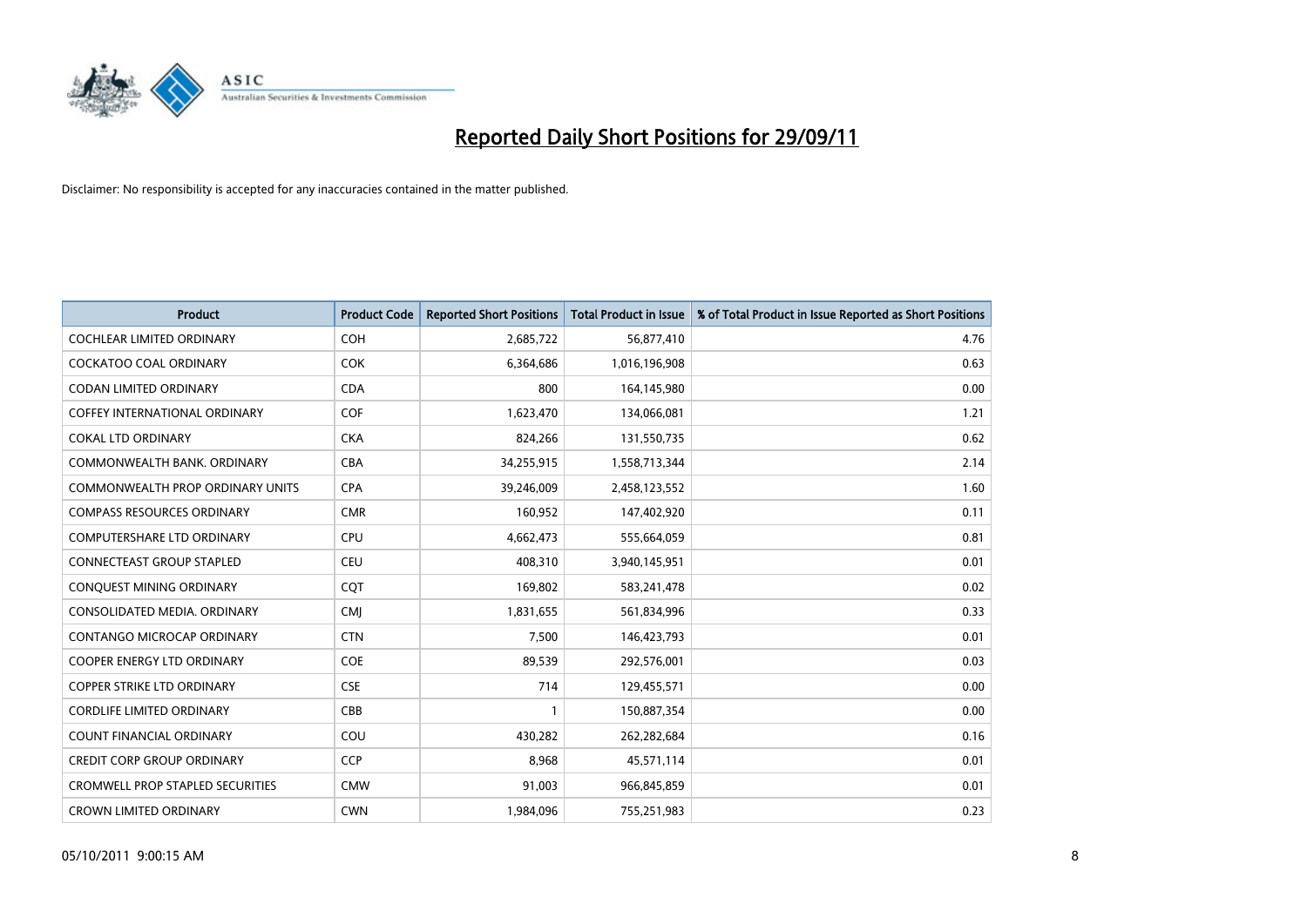# Reported Daily Short Positions for 29/09/11

Disclaimer: No responsibility is accepted for any inaccuracies contained in the matter published.

| Product | Product Code | Reported Short Positions | Total Product in Issue | % of Total Product in Issue Reported as Short Positions |
|---|---|---|---|---|
| COCHLEAR LIMITED ORDINARY | COH | 2,685,722 | 56,877,410 | 4.76 |
| COCKATOO COAL ORDINARY | COK | 6,364,686 | 1,016,196,908 | 0.63 |
| CODAN LIMITED ORDINARY | CDA | 800 | 164,145,980 | 0.00 |
| COFFEY INTERNATIONAL ORDINARY | COF | 1,623,470 | 134,066,081 | 1.21 |
| COKAL LTD ORDINARY | CKA | 824,266 | 131,550,735 | 0.62 |
| COMMONWEALTH BANK. ORDINARY | CBA | 34,255,915 | 1,558,713,344 | 2.14 |
| COMMONWEALTH PROP ORDINARY UNITS | CPA | 39,246,009 | 2,458,123,552 | 1.60 |
| COMPASS RESOURCES ORDINARY | CMR | 160,952 | 147,402,920 | 0.11 |
| COMPUTERSHARE LTD ORDINARY | CPU | 4,662,473 | 555,664,059 | 0.81 |
| CONNECTEAST GROUP STAPLED | CEU | 408,310 | 3,940,145,951 | 0.01 |
| CONQUEST MINING ORDINARY | CQT | 169,802 | 583,241,478 | 0.02 |
| CONSOLIDATED MEDIA. ORDINARY | CMJ | 1,831,655 | 561,834,996 | 0.33 |
| CONTANGO MICROCAP ORDINARY | CTN | 7,500 | 146,423,793 | 0.01 |
| COOPER ENERGY LTD ORDINARY | COE | 89,539 | 292,576,001 | 0.03 |
| COPPER STRIKE LTD ORDINARY | CSE | 714 | 129,455,571 | 0.00 |
| CORDLIFE LIMITED ORDINARY | CBB | 1 | 150,887,354 | 0.00 |
| COUNT FINANCIAL ORDINARY | COU | 430,282 | 262,282,684 | 0.16 |
| CREDIT CORP GROUP ORDINARY | CCP | 8,968 | 45,571,114 | 0.01 |
| CROMWELL PROP STAPLED SECURITIES | CMW | 91,003 | 966,845,859 | 0.01 |
| CROWN LIMITED ORDINARY | CWN | 1,984,096 | 755,251,983 | 0.23 |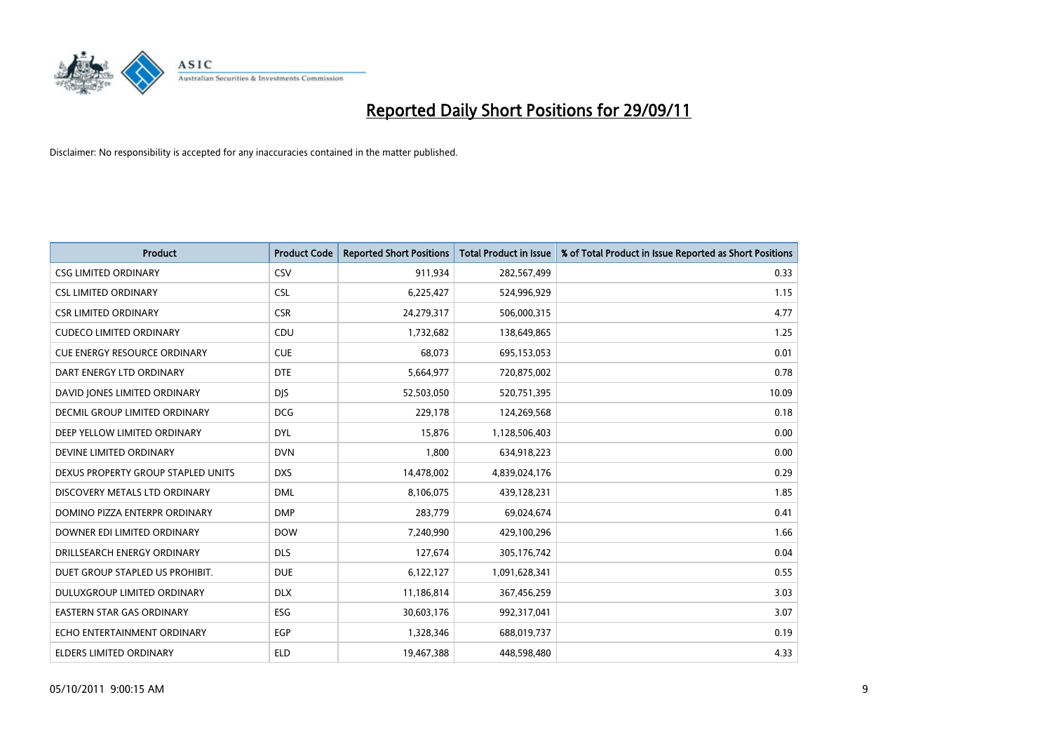# Reported Daily Short Positions for 29/09/11

Disclaimer: No responsibility is accepted for any inaccuracies contained in the matter published.

| Product | Product Code | Reported Short Positions | Total Product in Issue | % of Total Product in Issue Reported as Short Positions |
|---|---|---|---|---|
| CSG LIMITED ORDINARY | CSV | 911,934 | 282,567,499 | 0.33 |
| CSL LIMITED ORDINARY | CSL | 6,225,427 | 524,996,929 | 1.15 |
| CSR LIMITED ORDINARY | CSR | 24,279,317 | 506,000,315 | 4.77 |
| CUDECO LIMITED ORDINARY | CDU | 1,732,682 | 138,649,865 | 1.25 |
| CUE ENERGY RESOURCE ORDINARY | CUE | 68,073 | 695,153,053 | 0.01 |
| DART ENERGY LTD ORDINARY | DTE | 5,664,977 | 720,875,002 | 0.78 |
| DAVID JONES LIMITED ORDINARY | DJS | 52,503,050 | 520,751,395 | 10.09 |
| DECMIL GROUP LIMITED ORDINARY | DCG | 229,178 | 124,269,568 | 0.18 |
| DEEP YELLOW LIMITED ORDINARY | DYL | 15,876 | 1,128,506,403 | 0.00 |
| DEVINE LIMITED ORDINARY | DVN | 1,800 | 634,918,223 | 0.00 |
| DEXUS PROPERTY GROUP STAPLED UNITS | DXS | 14,478,002 | 4,839,024,176 | 0.29 |
| DISCOVERY METALS LTD ORDINARY | DML | 8,106,075 | 439,128,231 | 1.85 |
| DOMINO PIZZA ENTERPR ORDINARY | DMP | 283,779 | 69,024,674 | 0.41 |
| DOWNER EDI LIMITED ORDINARY | DOW | 7,240,990 | 429,100,296 | 1.66 |
| DRILLSEARCH ENERGY ORDINARY | DLS | 127,674 | 305,176,742 | 0.04 |
| DUET GROUP STAPLED US PROHIBIT. | DUE | 6,122,127 | 1,091,628,341 | 0.55 |
| DULUXGROUP LIMITED ORDINARY | DLX | 11,186,814 | 367,456,259 | 3.03 |
| EASTERN STAR GAS ORDINARY | ESG | 30,603,176 | 992,317,041 | 3.07 |
| ECHO ENTERTAINMENT ORDINARY | EGP | 1,328,346 | 688,019,737 | 0.19 |
| ELDERS LIMITED ORDINARY | ELD | 19,467,388 | 448,598,480 | 4.33 |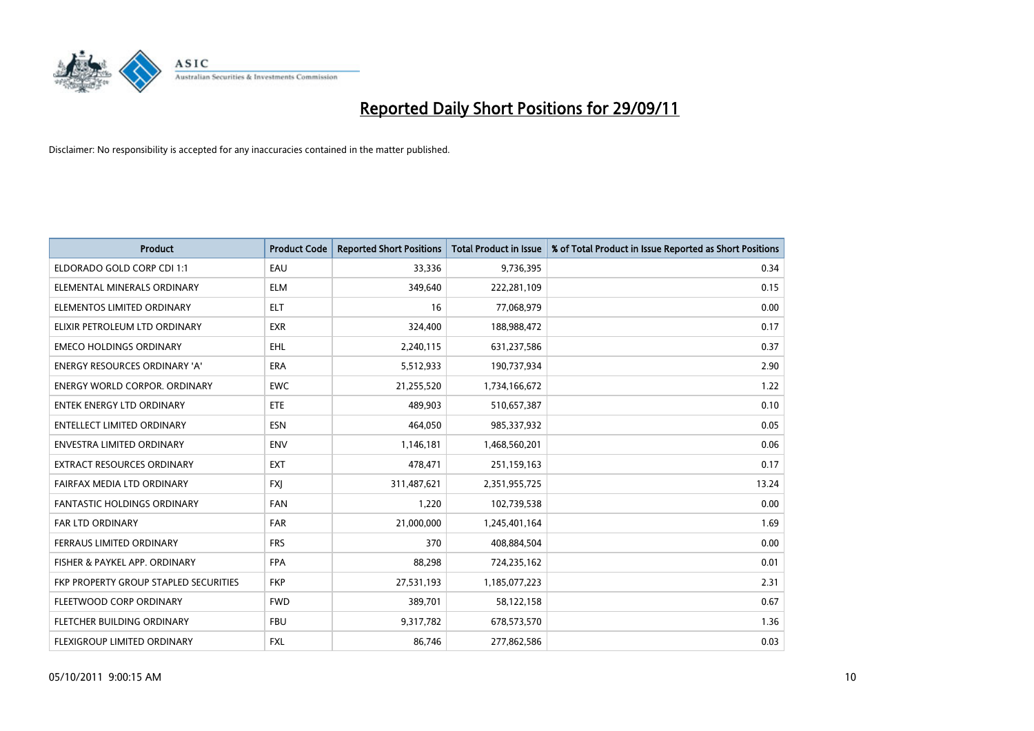# Reported Daily Short Positions for 29/09/11

Disclaimer: No responsibility is accepted for any inaccuracies contained in the matter published.

| Product | Product Code | Reported Short Positions | Total Product in Issue | % of Total Product in Issue Reported as Short Positions |
|---|---|---|---|---|
| ELDORADO GOLD CORP CDI 1:1 | EAU | 33,336 | 9,736,395 | 0.34 |
| ELEMENTAL MINERALS ORDINARY | ELM | 349,640 | 222,281,109 | 0.15 |
| ELEMENTOS LIMITED ORDINARY | ELT | 16 | 77,068,979 | 0.00 |
| ELIXIR PETROLEUM LTD ORDINARY | EXR | 324,400 | 188,988,472 | 0.17 |
| EMECO HOLDINGS ORDINARY | EHL | 2,240,115 | 631,237,586 | 0.37 |
| ENERGY RESOURCES ORDINARY 'A' | ERA | 5,512,933 | 190,737,934 | 2.90 |
| ENERGY WORLD CORPOR. ORDINARY | EWC | 21,255,520 | 1,734,166,672 | 1.22 |
| ENTEK ENERGY LTD ORDINARY | ETE | 489,903 | 510,657,387 | 0.10 |
| ENTELLECT LIMITED ORDINARY | ESN | 464,050 | 985,337,932 | 0.05 |
| ENVESTRA LIMITED ORDINARY | ENV | 1,146,181 | 1,468,560,201 | 0.06 |
| EXTRACT RESOURCES ORDINARY | EXT | 478,471 | 251,159,163 | 0.17 |
| FAIRFAX MEDIA LTD ORDINARY | FXJ | 311,487,621 | 2,351,955,725 | 13.24 |
| FANTASTIC HOLDINGS ORDINARY | FAN | 1,220 | 102,739,538 | 0.00 |
| FAR LTD ORDINARY | FAR | 21,000,000 | 1,245,401,164 | 1.69 |
| FERRAUS LIMITED ORDINARY | FRS | 370 | 408,884,504 | 0.00 |
| FISHER & PAYKEL APP. ORDINARY | FPA | 88,298 | 724,235,162 | 0.01 |
| FKP PROPERTY GROUP STAPLED SECURITIES | FKP | 27,531,193 | 1,185,077,223 | 2.31 |
| FLEETWOOD CORP ORDINARY | FWD | 389,701 | 58,122,158 | 0.67 |
| FLETCHER BUILDING ORDINARY | FBU | 9,317,782 | 678,573,570 | 1.36 |
| FLEXIGROUP LIMITED ORDINARY | FXL | 86,746 | 277,862,586 | 0.03 |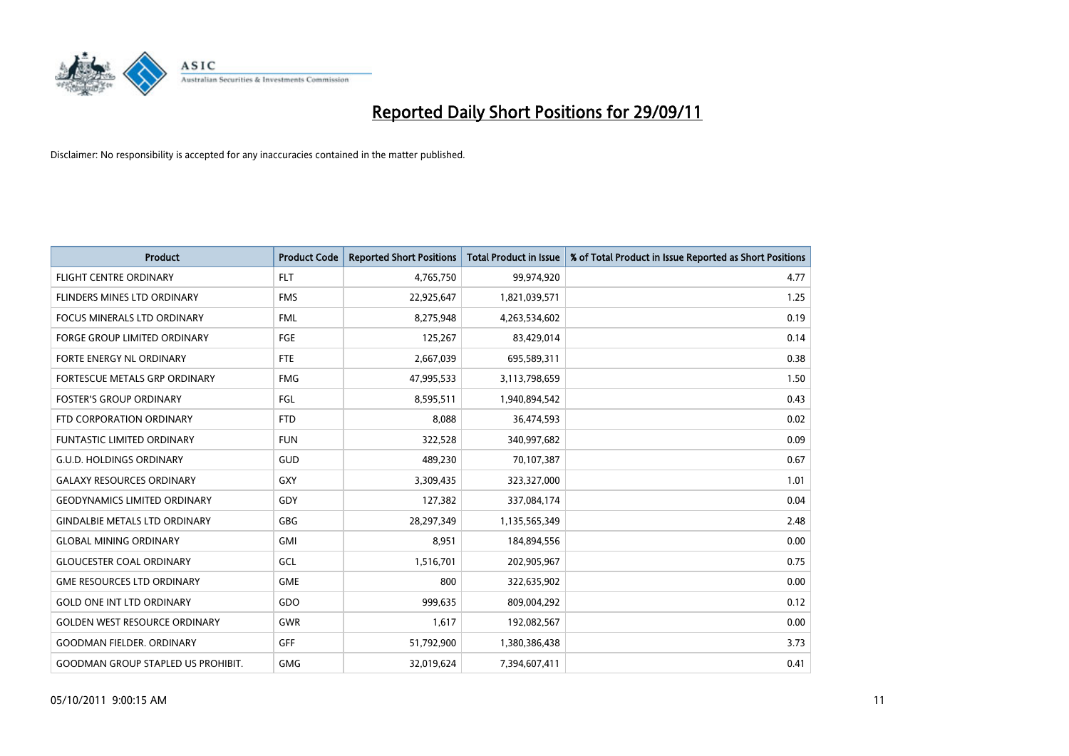# Reported Daily Short Positions for 29/09/11

Disclaimer: No responsibility is accepted for any inaccuracies contained in the matter published.

| Product | Product Code | Reported Short Positions | Total Product in Issue | % of Total Product in Issue Reported as Short Positions |
|---|---|---|---|---|
| FLIGHT CENTRE ORDINARY | FLT | 4,765,750 | 99,974,920 | 4.77 |
| FLINDERS MINES LTD ORDINARY | FMS | 22,925,647 | 1,821,039,571 | 1.25 |
| FOCUS MINERALS LTD ORDINARY | FML | 8,275,948 | 4,263,534,602 | 0.19 |
| FORGE GROUP LIMITED ORDINARY | FGE | 125,267 | 83,429,014 | 0.14 |
| FORTE ENERGY NL ORDINARY | FTE | 2,667,039 | 695,589,311 | 0.38 |
| FORTESCUE METALS GRP ORDINARY | FMG | 47,995,533 | 3,113,798,659 | 1.50 |
| FOSTER'S GROUP ORDINARY | FGL | 8,595,511 | 1,940,894,542 | 0.43 |
| FTD CORPORATION ORDINARY | FTD | 8,088 | 36,474,593 | 0.02 |
| FUNTASTIC LIMITED ORDINARY | FUN | 322,528 | 340,997,682 | 0.09 |
| G.U.D. HOLDINGS ORDINARY | GUD | 489,230 | 70,107,387 | 0.67 |
| GALAXY RESOURCES ORDINARY | GXY | 3,309,435 | 323,327,000 | 1.01 |
| GEODYNAMICS LIMITED ORDINARY | GDY | 127,382 | 337,084,174 | 0.04 |
| GINDALBIE METALS LTD ORDINARY | GBG | 28,297,349 | 1,135,565,349 | 2.48 |
| GLOBAL MINING ORDINARY | GMI | 8,951 | 184,894,556 | 0.00 |
| GLOUCESTER COAL ORDINARY | GCL | 1,516,701 | 202,905,967 | 0.75 |
| GME RESOURCES LTD ORDINARY | GME | 800 | 322,635,902 | 0.00 |
| GOLD ONE INT LTD ORDINARY | GDO | 999,635 | 809,004,292 | 0.12 |
| GOLDEN WEST RESOURCE ORDINARY | GWR | 1,617 | 192,082,567 | 0.00 |
| GOODMAN FIELDER. ORDINARY | GFF | 51,792,900 | 1,380,386,438 | 3.73 |
| GOODMAN GROUP STAPLED US PROHIBIT. | GMG | 32,019,624 | 7,394,607,411 | 0.41 |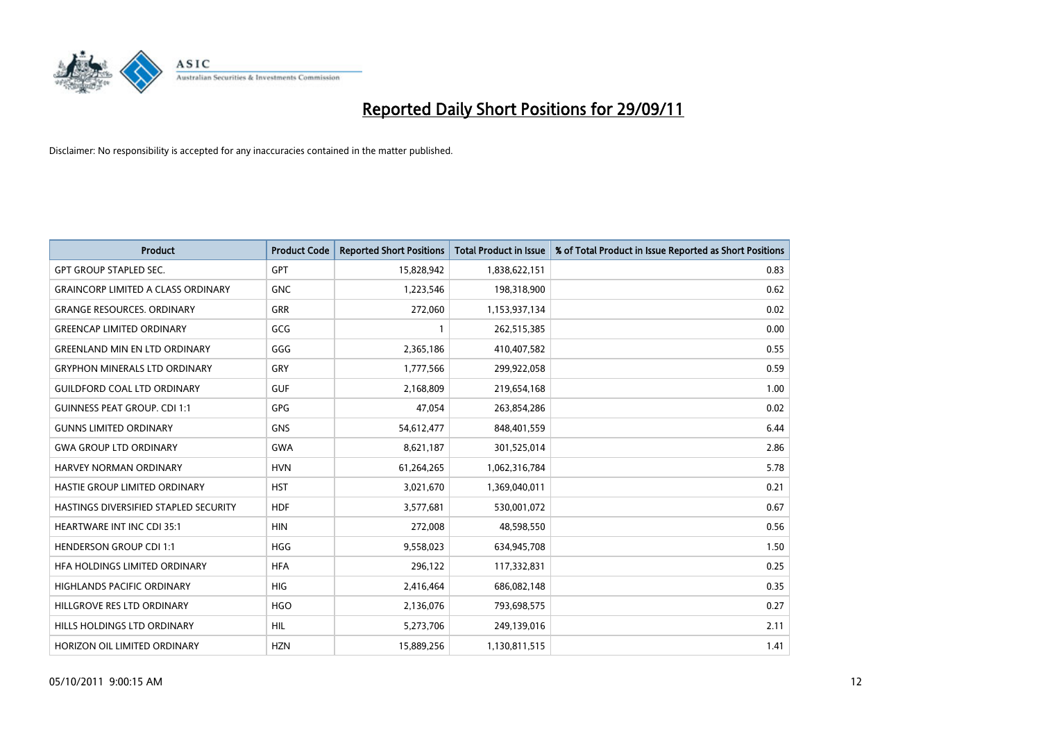# Reported Daily Short Positions for 29/09/11

Disclaimer: No responsibility is accepted for any inaccuracies contained in the matter published.

| Product | Product Code | Reported Short Positions | Total Product in Issue | % of Total Product in Issue Reported as Short Positions |
|---|---|---|---|---|
| GPT GROUP STAPLED SEC. | GPT | 15,828,942 | 1,838,622,151 | 0.83 |
| GRAINCORP LIMITED A CLASS ORDINARY | GNC | 1,223,546 | 198,318,900 | 0.62 |
| GRANGE RESOURCES. ORDINARY | GRR | 272,060 | 1,153,937,134 | 0.02 |
| GREENCAP LIMITED ORDINARY | GCG | 1 | 262,515,385 | 0.00 |
| GREENLAND MIN EN LTD ORDINARY | GGG | 2,365,186 | 410,407,582 | 0.55 |
| GRYPHON MINERALS LTD ORDINARY | GRY | 1,777,566 | 299,922,058 | 0.59 |
| GUILDFORD COAL LTD ORDINARY | GUF | 2,168,809 | 219,654,168 | 1.00 |
| GUINNESS PEAT GROUP. CDI 1:1 | GPG | 47,054 | 263,854,286 | 0.02 |
| GUNNS LIMITED ORDINARY | GNS | 54,612,477 | 848,401,559 | 6.44 |
| GWA GROUP LTD ORDINARY | GWA | 8,621,187 | 301,525,014 | 2.86 |
| HARVEY NORMAN ORDINARY | HVN | 61,264,265 | 1,062,316,784 | 5.78 |
| HASTIE GROUP LIMITED ORDINARY | HST | 3,021,670 | 1,369,040,011 | 0.21 |
| HASTINGS DIVERSIFIED STAPLED SECURITY | HDF | 3,577,681 | 530,001,072 | 0.67 |
| HEARTWARE INT INC CDI 35:1 | HIN | 272,008 | 48,598,550 | 0.56 |
| HENDERSON GROUP CDI 1:1 | HGG | 9,558,023 | 634,945,708 | 1.50 |
| HFA HOLDINGS LIMITED ORDINARY | HFA | 296,122 | 117,332,831 | 0.25 |
| HIGHLANDS PACIFIC ORDINARY | HIG | 2,416,464 | 686,082,148 | 0.35 |
| HILLGROVE RES LTD ORDINARY | HGO | 2,136,076 | 793,698,575 | 0.27 |
| HILLS HOLDINGS LTD ORDINARY | HIL | 5,273,706 | 249,139,016 | 2.11 |
| HORIZON OIL LIMITED ORDINARY | HZN | 15,889,256 | 1,130,811,515 | 1.41 |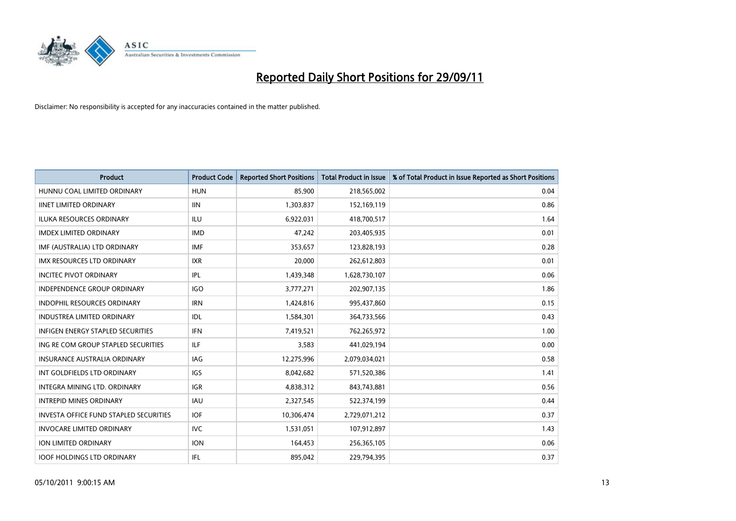# Reported Daily Short Positions for 29/09/11

Disclaimer: No responsibility is accepted for any inaccuracies contained in the matter published.

| Product | Product Code | Reported Short Positions | Total Product in Issue | % of Total Product in Issue Reported as Short Positions |
|---|---|---|---|---|
| HUNNU COAL LIMITED ORDINARY | HUN | 85,900 | 218,565,002 | 0.04 |
| IINET LIMITED ORDINARY | IIN | 1,303,837 | 152,169,119 | 0.86 |
| ILUKA RESOURCES ORDINARY | ILU | 6,922,031 | 418,700,517 | 1.64 |
| IMDEX LIMITED ORDINARY | IMD | 47,242 | 203,405,935 | 0.01 |
| IMF (AUSTRALIA) LTD ORDINARY | IMF | 353,657 | 123,828,193 | 0.28 |
| IMX RESOURCES LTD ORDINARY | IXR | 20,000 | 262,612,803 | 0.01 |
| INCITEC PIVOT ORDINARY | IPL | 1,439,348 | 1,628,730,107 | 0.06 |
| INDEPENDENCE GROUP ORDINARY | IGO | 3,777,271 | 202,907,135 | 1.86 |
| INDOPHIL RESOURCES ORDINARY | IRN | 1,424,816 | 995,437,860 | 0.15 |
| INDUSTREA LIMITED ORDINARY | IDL | 1,584,301 | 364,733,566 | 0.43 |
| INFIGEN ENERGY STAPLED SECURITIES | IFN | 7,419,521 | 762,265,972 | 1.00 |
| ING RE COM GROUP STAPLED SECURITIES | ILF | 3,583 | 441,029,194 | 0.00 |
| INSURANCE AUSTRALIA ORDINARY | IAG | 12,275,996 | 2,079,034,021 | 0.58 |
| INT GOLDFIELDS LTD ORDINARY | IGS | 8,042,682 | 571,520,386 | 1.41 |
| INTEGRA MINING LTD. ORDINARY | IGR | 4,838,312 | 843,743,881 | 0.56 |
| INTREPID MINES ORDINARY | IAU | 2,327,545 | 522,374,199 | 0.44 |
| INVESTA OFFICE FUND STAPLED SECURITIES | IOF | 10,306,474 | 2,729,071,212 | 0.37 |
| INVOCARE LIMITED ORDINARY | IVC | 1,531,051 | 107,912,897 | 1.43 |
| ION LIMITED ORDINARY | ION | 164,453 | 256,365,105 | 0.06 |
| IOOF HOLDINGS LTD ORDINARY | IFL | 895,042 | 229,794,395 | 0.37 |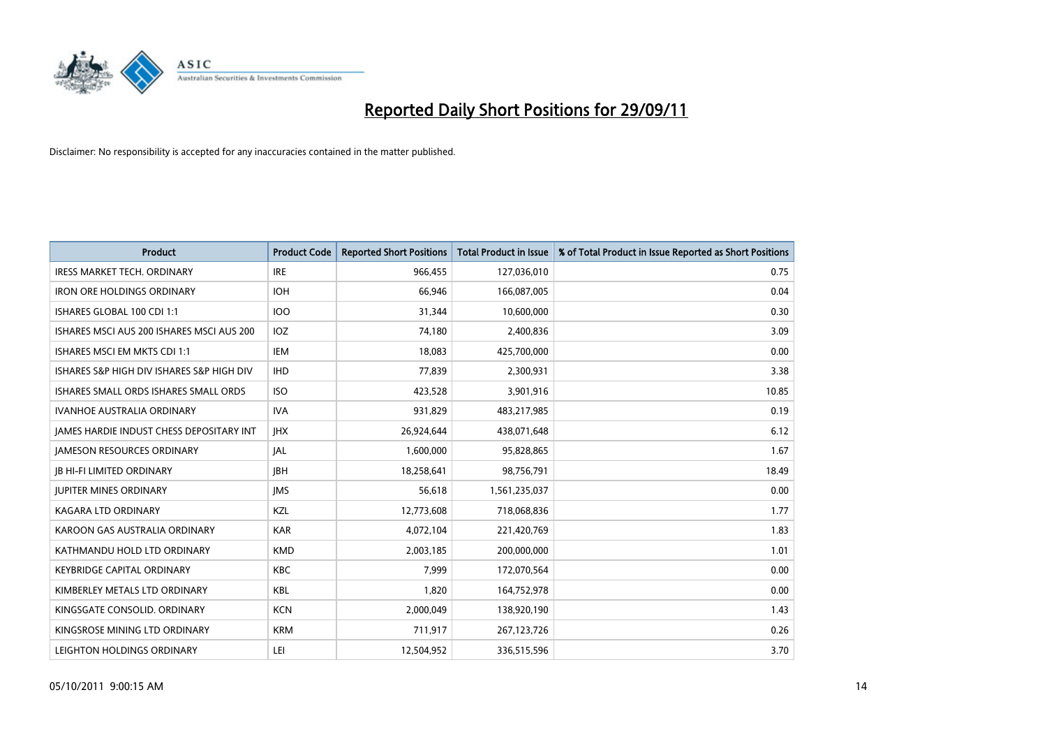# Reported Daily Short Positions for 29/09/11

Disclaimer: No responsibility is accepted for any inaccuracies contained in the matter published.

| Product | Product Code | Reported Short Positions | Total Product in Issue | % of Total Product in Issue Reported as Short Positions |
|---|---|---|---|---|
| IRESS MARKET TECH. ORDINARY | IRE | 966,455 | 127,036,010 | 0.75 |
| IRON ORE HOLDINGS ORDINARY | IOH | 66,946 | 166,087,005 | 0.04 |
| ISHARES GLOBAL 100 CDI 1:1 | IOO | 31,344 | 10,600,000 | 0.30 |
| ISHARES MSCI AUS 200 ISHARES MSCI AUS 200 | IOZ | 74,180 | 2,400,836 | 3.09 |
| ISHARES MSCI EM MKTS CDI 1:1 | IEM | 18,083 | 425,700,000 | 0.00 |
| ISHARES S&P HIGH DIV ISHARES S&P HIGH DIV | IHD | 77,839 | 2,300,931 | 3.38 |
| ISHARES SMALL ORDS ISHARES SMALL ORDS | ISO | 423,528 | 3,901,916 | 10.85 |
| IVANHOE AUSTRALIA ORDINARY | IVA | 931,829 | 483,217,985 | 0.19 |
| JAMES HARDIE INDUST CHESS DEPOSITARY INT | JHX | 26,924,644 | 438,071,648 | 6.12 |
| JAMESON RESOURCES ORDINARY | JAL | 1,600,000 | 95,828,865 | 1.67 |
| JB HI-FI LIMITED ORDINARY | JBH | 18,258,641 | 98,756,791 | 18.49 |
| JUPITER MINES ORDINARY | JMS | 56,618 | 1,561,235,037 | 0.00 |
| KAGARA LTD ORDINARY | KZL | 12,773,608 | 718,068,836 | 1.77 |
| KAROON GAS AUSTRALIA ORDINARY | KAR | 4,072,104 | 221,420,769 | 1.83 |
| KATHMANDU HOLD LTD ORDINARY | KMD | 2,003,185 | 200,000,000 | 1.01 |
| KEYBRIDGE CAPITAL ORDINARY | KBC | 7,999 | 172,070,564 | 0.00 |
| KIMBERLEY METALS LTD ORDINARY | KBL | 1,820 | 164,752,978 | 0.00 |
| KINGSGATE CONSOLID. ORDINARY | KCN | 2,000,049 | 138,920,190 | 1.43 |
| KINGSROSE MINING LTD ORDINARY | KRM | 711,917 | 267,123,726 | 0.26 |
| LEIGHTON HOLDINGS ORDINARY | LEI | 12,504,952 | 336,515,596 | 3.70 |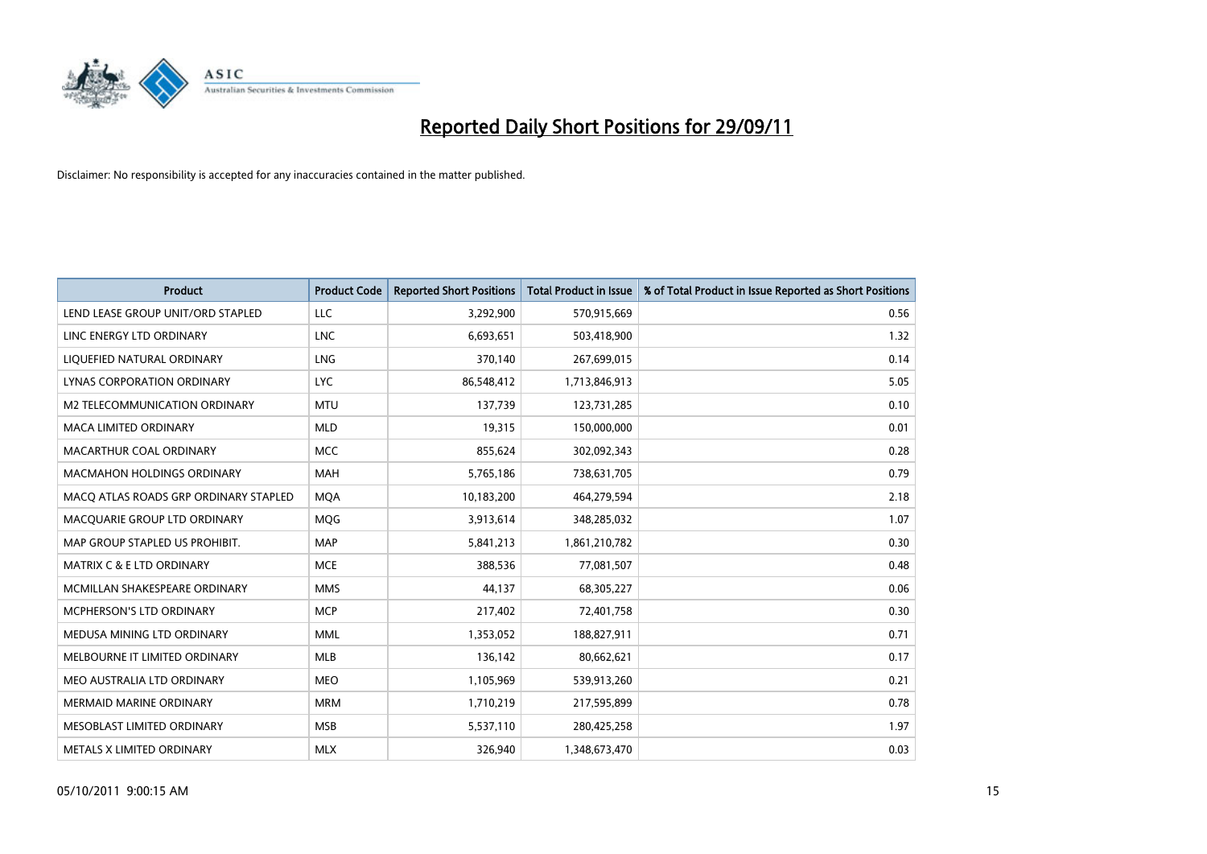# Reported Daily Short Positions for 29/09/11

Disclaimer: No responsibility is accepted for any inaccuracies contained in the matter published.

| Product | Product Code | Reported Short Positions | Total Product in Issue | % of Total Product in Issue Reported as Short Positions |
|---|---|---|---|---|
| LEND LEASE GROUP UNIT/ORD STAPLED | LLC | 3,292,900 | 570,915,669 | 0.56 |
| LINC ENERGY LTD ORDINARY | LNC | 6,693,651 | 503,418,900 | 1.32 |
| LIQUEFIED NATURAL ORDINARY | LNG | 370,140 | 267,699,015 | 0.14 |
| LYNAS CORPORATION ORDINARY | LYC | 86,548,412 | 1,713,846,913 | 5.05 |
| M2 TELECOMMUNICATION ORDINARY | MTU | 137,739 | 123,731,285 | 0.10 |
| MACA LIMITED ORDINARY | MLD | 19,315 | 150,000,000 | 0.01 |
| MACARTHUR COAL ORDINARY | MCC | 855,624 | 302,092,343 | 0.28 |
| MACMAHON HOLDINGS ORDINARY | MAH | 5,765,186 | 738,631,705 | 0.79 |
| MACQ ATLAS ROADS GRP ORDINARY STAPLED | MQA | 10,183,200 | 464,279,594 | 2.18 |
| MACQUARIE GROUP LTD ORDINARY | MQG | 3,913,614 | 348,285,032 | 1.07 |
| MAP GROUP STAPLED US PROHIBIT. | MAP | 5,841,213 | 1,861,210,782 | 0.30 |
| MATRIX C & E LTD ORDINARY | MCE | 388,536 | 77,081,507 | 0.48 |
| MCMILLAN SHAKESPEARE ORDINARY | MMS | 44,137 | 68,305,227 | 0.06 |
| MCPHERSON'S LTD ORDINARY | MCP | 217,402 | 72,401,758 | 0.30 |
| MEDUSA MINING LTD ORDINARY | MML | 1,353,052 | 188,827,911 | 0.71 |
| MELBOURNE IT LIMITED ORDINARY | MLB | 136,142 | 80,662,621 | 0.17 |
| MEO AUSTRALIA LTD ORDINARY | MEO | 1,105,969 | 539,913,260 | 0.21 |
| MERMAID MARINE ORDINARY | MRM | 1,710,219 | 217,595,899 | 0.78 |
| MESOBLAST LIMITED ORDINARY | MSB | 5,537,110 | 280,425,258 | 1.97 |
| METALS X LIMITED ORDINARY | MLX | 326,940 | 1,348,673,470 | 0.03 |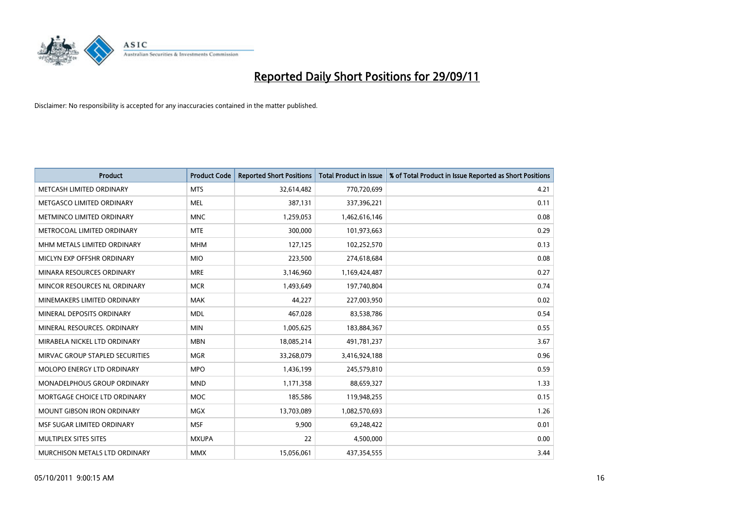# Reported Daily Short Positions for 29/09/11

Disclaimer: No responsibility is accepted for any inaccuracies contained in the matter published.

| Product | Product Code | Reported Short Positions | Total Product in Issue | % of Total Product in Issue Reported as Short Positions |
|---|---|---|---|---|
| METCASH LIMITED ORDINARY | MTS | 32,614,482 | 770,720,699 | 4.21 |
| METGASCO LIMITED ORDINARY | MEL | 387,131 | 337,396,221 | 0.11 |
| METMINCO LIMITED ORDINARY | MNC | 1,259,053 | 1,462,616,146 | 0.08 |
| METROCOAL LIMITED ORDINARY | MTE | 300,000 | 101,973,663 | 0.29 |
| MHM METALS LIMITED ORDINARY | MHM | 127,125 | 102,252,570 | 0.13 |
| MICLYN EXP OFFSHR ORDINARY | MIO | 223,500 | 274,618,684 | 0.08 |
| MINARA RESOURCES ORDINARY | MRE | 3,146,960 | 1,169,424,487 | 0.27 |
| MINCOR RESOURCES NL ORDINARY | MCR | 1,493,649 | 197,740,804 | 0.74 |
| MINEMAKERS LIMITED ORDINARY | MAK | 44,227 | 227,003,950 | 0.02 |
| MINERAL DEPOSITS ORDINARY | MDL | 467,028 | 83,538,786 | 0.54 |
| MINERAL RESOURCES. ORDINARY | MIN | 1,005,625 | 183,884,367 | 0.55 |
| MIRABELA NICKEL LTD ORDINARY | MBN | 18,085,214 | 491,781,237 | 3.67 |
| MIRVAC GROUP STAPLED SECURITIES | MGR | 33,268,079 | 3,416,924,188 | 0.96 |
| MOLOPO ENERGY LTD ORDINARY | MPO | 1,436,199 | 245,579,810 | 0.59 |
| MONADELPHOUS GROUP ORDINARY | MND | 1,171,358 | 88,659,327 | 1.33 |
| MORTGAGE CHOICE LTD ORDINARY | MOC | 185,586 | 119,948,255 | 0.15 |
| MOUNT GIBSON IRON ORDINARY | MGX | 13,703,089 | 1,082,570,693 | 1.26 |
| MSF SUGAR LIMITED ORDINARY | MSF | 9,900 | 69,248,422 | 0.01 |
| MULTIPLEX SITES SITES | MXUPA | 22 | 4,500,000 | 0.00 |
| MURCHISON METALS LTD ORDINARY | MMX | 15,056,061 | 437,354,555 | 3.44 |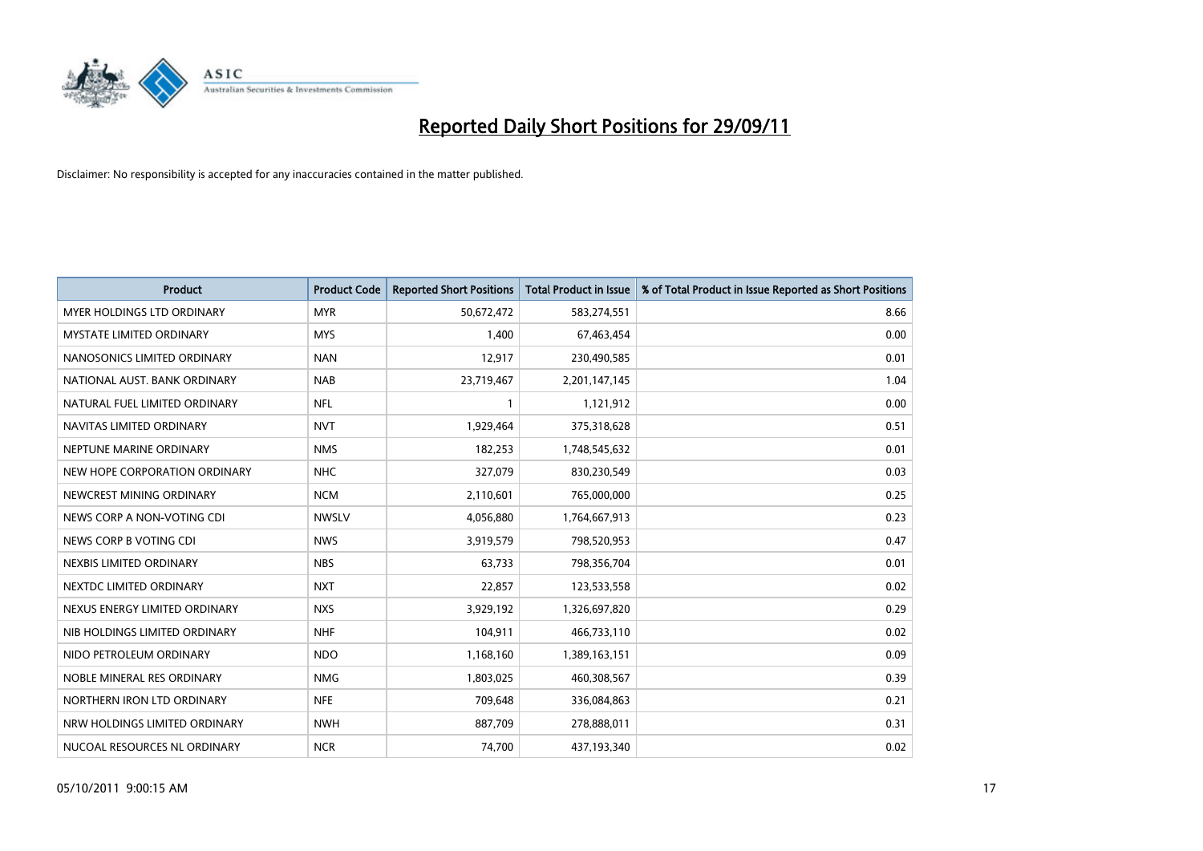# Reported Daily Short Positions for 29/09/11

Disclaimer: No responsibility is accepted for any inaccuracies contained in the matter published.

| Product | Product Code | Reported Short Positions | Total Product in Issue | % of Total Product in Issue Reported as Short Positions |
|---|---|---|---|---|
| MYER HOLDINGS LTD ORDINARY | MYR | 50,672,472 | 583,274,551 | 8.66 |
| MYSTATE LIMITED ORDINARY | MYS | 1,400 | 67,463,454 | 0.00 |
| NANOSONICS LIMITED ORDINARY | NAN | 12,917 | 230,490,585 | 0.01 |
| NATIONAL AUST. BANK ORDINARY | NAB | 23,719,467 | 2,201,147,145 | 1.04 |
| NATURAL FUEL LIMITED ORDINARY | NFL | 1 | 1,121,912 | 0.00 |
| NAVITAS LIMITED ORDINARY | NVT | 1,929,464 | 375,318,628 | 0.51 |
| NEPTUNE MARINE ORDINARY | NMS | 182,253 | 1,748,545,632 | 0.01 |
| NEW HOPE CORPORATION ORDINARY | NHC | 327,079 | 830,230,549 | 0.03 |
| NEWCREST MINING ORDINARY | NCM | 2,110,601 | 765,000,000 | 0.25 |
| NEWS CORP A NON-VOTING CDI | NWSLV | 4,056,880 | 1,764,667,913 | 0.23 |
| NEWS CORP B VOTING CDI | NWS | 3,919,579 | 798,520,953 | 0.47 |
| NEXBIS LIMITED ORDINARY | NBS | 63,733 | 798,356,704 | 0.01 |
| NEXTDC LIMITED ORDINARY | NXT | 22,857 | 123,533,558 | 0.02 |
| NEXUS ENERGY LIMITED ORDINARY | NXS | 3,929,192 | 1,326,697,820 | 0.29 |
| NIB HOLDINGS LIMITED ORDINARY | NHF | 104,911 | 466,733,110 | 0.02 |
| NIDO PETROLEUM ORDINARY | NDO | 1,168,160 | 1,389,163,151 | 0.09 |
| NOBLE MINERAL RES ORDINARY | NMG | 1,803,025 | 460,308,567 | 0.39 |
| NORTHERN IRON LTD ORDINARY | NFE | 709,648 | 336,084,863 | 0.21 |
| NRW HOLDINGS LIMITED ORDINARY | NWH | 887,709 | 278,888,011 | 0.31 |
| NUCOAL RESOURCES NL ORDINARY | NCR | 74,700 | 437,193,340 | 0.02 |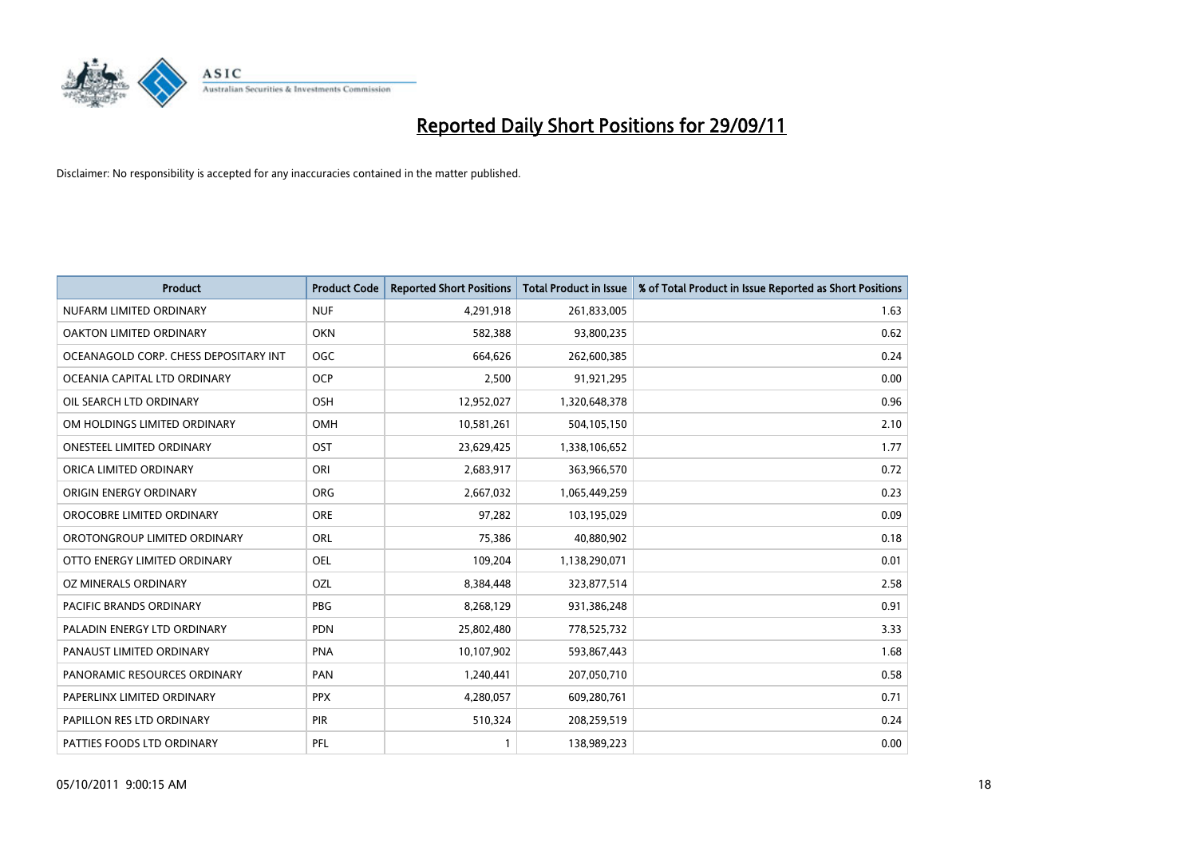# Reported Daily Short Positions for 29/09/11

Disclaimer: No responsibility is accepted for any inaccuracies contained in the matter published.

| Product | Product Code | Reported Short Positions | Total Product in Issue | % of Total Product in Issue Reported as Short Positions |
|---|---|---|---|---|
| NUFARM LIMITED ORDINARY | NUF | 4,291,918 | 261,833,005 | 1.63 |
| OAKTON LIMITED ORDINARY | OKN | 582,388 | 93,800,235 | 0.62 |
| OCEANAGOLD CORP. CHESS DEPOSITARY INT | OGC | 664,626 | 262,600,385 | 0.24 |
| OCEANIA CAPITAL LTD ORDINARY | OCP | 2,500 | 91,921,295 | 0.00 |
| OIL SEARCH LTD ORDINARY | OSH | 12,952,027 | 1,320,648,378 | 0.96 |
| OM HOLDINGS LIMITED ORDINARY | OMH | 10,581,261 | 504,105,150 | 2.10 |
| ONESTEEL LIMITED ORDINARY | OST | 23,629,425 | 1,338,106,652 | 1.77 |
| ORICA LIMITED ORDINARY | ORI | 2,683,917 | 363,966,570 | 0.72 |
| ORIGIN ENERGY ORDINARY | ORG | 2,667,032 | 1,065,449,259 | 0.23 |
| OROCOBRE LIMITED ORDINARY | ORE | 97,282 | 103,195,029 | 0.09 |
| OROTONGROUP LIMITED ORDINARY | ORL | 75,386 | 40,880,902 | 0.18 |
| OTTO ENERGY LIMITED ORDINARY | OEL | 109,204 | 1,138,290,071 | 0.01 |
| OZ MINERALS ORDINARY | OZL | 8,384,448 | 323,877,514 | 2.58 |
| PACIFIC BRANDS ORDINARY | PBG | 8,268,129 | 931,386,248 | 0.91 |
| PALADIN ENERGY LTD ORDINARY | PDN | 25,802,480 | 778,525,732 | 3.33 |
| PANAUST LIMITED ORDINARY | PNA | 10,107,902 | 593,867,443 | 1.68 |
| PANORAMIC RESOURCES ORDINARY | PAN | 1,240,441 | 207,050,710 | 0.58 |
| PAPERLINX LIMITED ORDINARY | PPX | 4,280,057 | 609,280,761 | 0.71 |
| PAPILLON RES LTD ORDINARY | PIR | 510,324 | 208,259,519 | 0.24 |
| PATTIES FOODS LTD ORDINARY | PFL | 1 | 138,989,223 | 0.00 |

05/10/2011 9:00:15 AM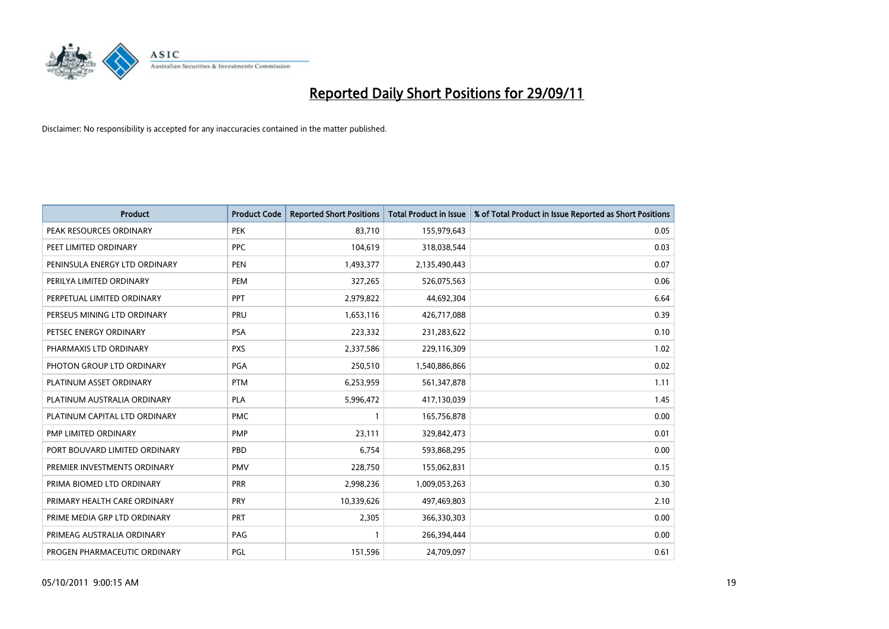# Reported Daily Short Positions for 29/09/11

Disclaimer: No responsibility is accepted for any inaccuracies contained in the matter published.

| Product | Product Code | Reported Short Positions | Total Product in Issue | % of Total Product in Issue Reported as Short Positions |
|---|---|---|---|---|
| PEAK RESOURCES ORDINARY | PEK | 83,710 | 155,979,643 | 0.05 |
| PEET LIMITED ORDINARY | PPC | 104,619 | 318,038,544 | 0.03 |
| PENINSULA ENERGY LTD ORDINARY | PEN | 1,493,377 | 2,135,490,443 | 0.07 |
| PERILYA LIMITED ORDINARY | PEM | 327,265 | 526,075,563 | 0.06 |
| PERPETUAL LIMITED ORDINARY | PPT | 2,979,822 | 44,692,304 | 6.64 |
| PERSEUS MINING LTD ORDINARY | PRU | 1,653,116 | 426,717,088 | 0.39 |
| PETSEC ENERGY ORDINARY | PSA | 223,332 | 231,283,622 | 0.10 |
| PHARMAXIS LTD ORDINARY | PXS | 2,337,586 | 229,116,309 | 1.02 |
| PHOTON GROUP LTD ORDINARY | PGA | 250,510 | 1,540,886,866 | 0.02 |
| PLATINUM ASSET ORDINARY | PTM | 6,253,959 | 561,347,878 | 1.11 |
| PLATINUM AUSTRALIA ORDINARY | PLA | 5,996,472 | 417,130,039 | 1.45 |
| PLATINUM CAPITAL LTD ORDINARY | PMC | 1 | 165,756,878 | 0.00 |
| PMP LIMITED ORDINARY | PMP | 23,111 | 329,842,473 | 0.01 |
| PORT BOUVARD LIMITED ORDINARY | PBD | 6,754 | 593,868,295 | 0.00 |
| PREMIER INVESTMENTS ORDINARY | PMV | 228,750 | 155,062,831 | 0.15 |
| PRIMA BIOMED LTD ORDINARY | PRR | 2,998,236 | 1,009,053,263 | 0.30 |
| PRIMARY HEALTH CARE ORDINARY | PRY | 10,339,626 | 497,469,803 | 2.10 |
| PRIME MEDIA GRP LTD ORDINARY | PRT | 2,305 | 366,330,303 | 0.00 |
| PRIMEAG AUSTRALIA ORDINARY | PAG | 1 | 266,394,444 | 0.00 |
| PROGEN PHARMACEUTIC ORDINARY | PGL | 151,596 | 24,709,097 | 0.61 |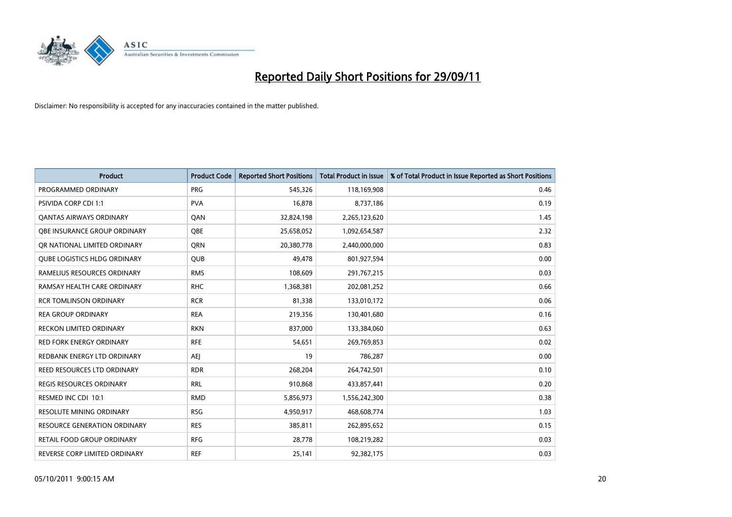# Reported Daily Short Positions for 29/09/11

Disclaimer: No responsibility is accepted for any inaccuracies contained in the matter published.

| Product | Product Code | Reported Short Positions | Total Product in Issue | % of Total Product in Issue Reported as Short Positions |
|---|---|---|---|---|
| PROGRAMMED ORDINARY | PRG | 545,326 | 118,169,908 | 0.46 |
| PSIVIDA CORP CDI 1:1 | PVA | 16,878 | 8,737,186 | 0.19 |
| QANTAS AIRWAYS ORDINARY | QAN | 32,824,198 | 2,265,123,620 | 1.45 |
| QBE INSURANCE GROUP ORDINARY | QBE | 25,658,052 | 1,092,654,587 | 2.32 |
| QR NATIONAL LIMITED ORDINARY | QRN | 20,380,778 | 2,440,000,000 | 0.83 |
| QUBE LOGISTICS HLDG ORDINARY | QUB | 49,478 | 801,927,594 | 0.00 |
| RAMELIUS RESOURCES ORDINARY | RMS | 108,609 | 291,767,215 | 0.03 |
| RAMSAY HEALTH CARE ORDINARY | RHC | 1,368,381 | 202,081,252 | 0.66 |
| RCR TOMLINSON ORDINARY | RCR | 81,338 | 133,010,172 | 0.06 |
| REA GROUP ORDINARY | REA | 219,356 | 130,401,680 | 0.16 |
| RECKON LIMITED ORDINARY | RKN | 837,000 | 133,384,060 | 0.63 |
| RED FORK ENERGY ORDINARY | RFE | 54,651 | 269,769,853 | 0.02 |
| REDBANK ENERGY LTD ORDINARY | AEJ | 19 | 786,287 | 0.00 |
| REED RESOURCES LTD ORDINARY | RDR | 268,204 | 264,742,501 | 0.10 |
| REGIS RESOURCES ORDINARY | RRL | 910,868 | 433,857,441 | 0.20 |
| RESMED INC CDI 10:1 | RMD | 5,856,973 | 1,556,242,300 | 0.38 |
| RESOLUTE MINING ORDINARY | RSG | 4,950,917 | 468,608,774 | 1.03 |
| RESOURCE GENERATION ORDINARY | RES | 385,811 | 262,895,652 | 0.15 |
| RETAIL FOOD GROUP ORDINARY | RFG | 28,778 | 108,219,282 | 0.03 |
| REVERSE CORP LIMITED ORDINARY | REF | 25,141 | 92,382,175 | 0.03 |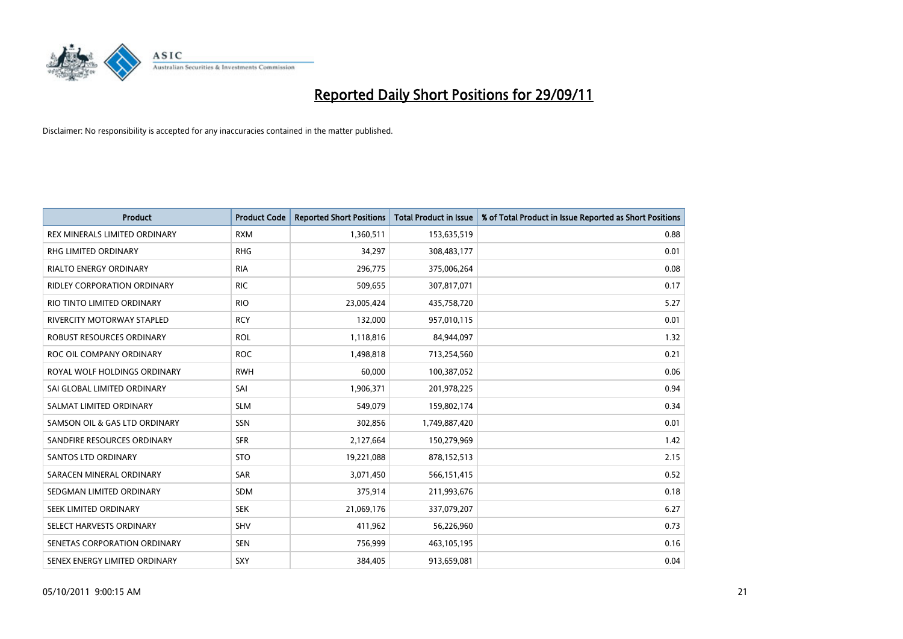# Reported Daily Short Positions for 29/09/11

Disclaimer: No responsibility is accepted for any inaccuracies contained in the matter published.

| Product | Product Code | Reported Short Positions | Total Product in Issue | % of Total Product in Issue Reported as Short Positions |
|---|---|---|---|---|
| REX MINERALS LIMITED ORDINARY | RXM | 1,360,511 | 153,635,519 | 0.88 |
| RHG LIMITED ORDINARY | RHG | 34,297 | 308,483,177 | 0.01 |
| RIALTO ENERGY ORDINARY | RIA | 296,775 | 375,006,264 | 0.08 |
| RIDLEY CORPORATION ORDINARY | RIC | 509,655 | 307,817,071 | 0.17 |
| RIO TINTO LIMITED ORDINARY | RIO | 23,005,424 | 435,758,720 | 5.27 |
| RIVERCITY MOTORWAY STAPLED | RCY | 132,000 | 957,010,115 | 0.01 |
| ROBUST RESOURCES ORDINARY | ROL | 1,118,816 | 84,944,097 | 1.32 |
| ROC OIL COMPANY ORDINARY | ROC | 1,498,818 | 713,254,560 | 0.21 |
| ROYAL WOLF HOLDINGS ORDINARY | RWH | 60,000 | 100,387,052 | 0.06 |
| SAI GLOBAL LIMITED ORDINARY | SAI | 1,906,371 | 201,978,225 | 0.94 |
| SALMAT LIMITED ORDINARY | SLM | 549,079 | 159,802,174 | 0.34 |
| SAMSON OIL & GAS LTD ORDINARY | SSN | 302,856 | 1,749,887,420 | 0.01 |
| SANDFIRE RESOURCES ORDINARY | SFR | 2,127,664 | 150,279,969 | 1.42 |
| SANTOS LTD ORDINARY | STO | 19,221,088 | 878,152,513 | 2.15 |
| SARACEN MINERAL ORDINARY | SAR | 3,071,450 | 566,151,415 | 0.52 |
| SEDGMAN LIMITED ORDINARY | SDM | 375,914 | 211,993,676 | 0.18 |
| SEEK LIMITED ORDINARY | SEK | 21,069,176 | 337,079,207 | 6.27 |
| SELECT HARVESTS ORDINARY | SHV | 411,962 | 56,226,960 | 0.73 |
| SENETAS CORPORATION ORDINARY | SEN | 756,999 | 463,105,195 | 0.16 |
| SENEX ENERGY LIMITED ORDINARY | SXY | 384,405 | 913,659,081 | 0.04 |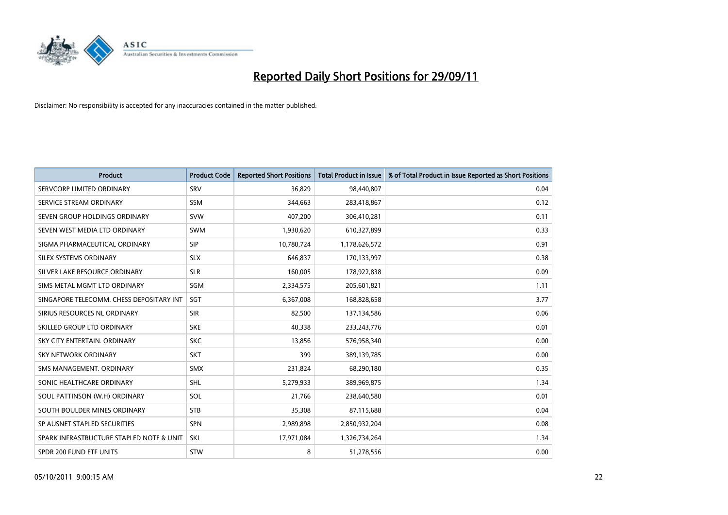# Reported Daily Short Positions for 29/09/11

Disclaimer: No responsibility is accepted for any inaccuracies contained in the matter published.

| Product | Product Code | Reported Short Positions | Total Product in Issue | % of Total Product in Issue Reported as Short Positions |
|---|---|---|---|---|
| SERVCORP LIMITED ORDINARY | SRV | 36,829 | 98,440,807 | 0.04 |
| SERVICE STREAM ORDINARY | SSM | 344,663 | 283,418,867 | 0.12 |
| SEVEN GROUP HOLDINGS ORDINARY | SVW | 407,200 | 306,410,281 | 0.11 |
| SEVEN WEST MEDIA LTD ORDINARY | SWM | 1,930,620 | 610,327,899 | 0.33 |
| SIGMA PHARMACEUTICAL ORDINARY | SIP | 10,780,724 | 1,178,626,572 | 0.91 |
| SILEX SYSTEMS ORDINARY | SLX | 646,837 | 170,133,997 | 0.38 |
| SILVER LAKE RESOURCE ORDINARY | SLR | 160,005 | 178,922,838 | 0.09 |
| SIMS METAL MGMT LTD ORDINARY | SGM | 2,334,575 | 205,601,821 | 1.11 |
| SINGAPORE TELECOMM. CHESS DEPOSITARY INT | SGT | 6,367,008 | 168,828,658 | 3.77 |
| SIRIUS RESOURCES NL ORDINARY | SIR | 82,500 | 137,134,586 | 0.06 |
| SKILLED GROUP LTD ORDINARY | SKE | 40,338 | 233,243,776 | 0.01 |
| SKY CITY ENTERTAIN. ORDINARY | SKC | 13,856 | 576,958,340 | 0.00 |
| SKY NETWORK ORDINARY | SKT | 399 | 389,139,785 | 0.00 |
| SMS MANAGEMENT. ORDINARY | SMX | 231,824 | 68,290,180 | 0.35 |
| SONIC HEALTHCARE ORDINARY | SHL | 5,279,933 | 389,969,875 | 1.34 |
| SOUL PATTINSON (W.H) ORDINARY | SOL | 21,766 | 238,640,580 | 0.01 |
| SOUTH BOULDER MINES ORDINARY | STB | 35,308 | 87,115,688 | 0.04 |
| SP AUSNET STAPLED SECURITIES | SPN | 2,989,898 | 2,850,932,204 | 0.08 |
| SPARK INFRASTRUCTURE STAPLED NOTE & UNIT | SKI | 17,971,084 | 1,326,734,264 | 1.34 |
| SPDR 200 FUND ETF UNITS | STW | 8 | 51,278,556 | 0.00 |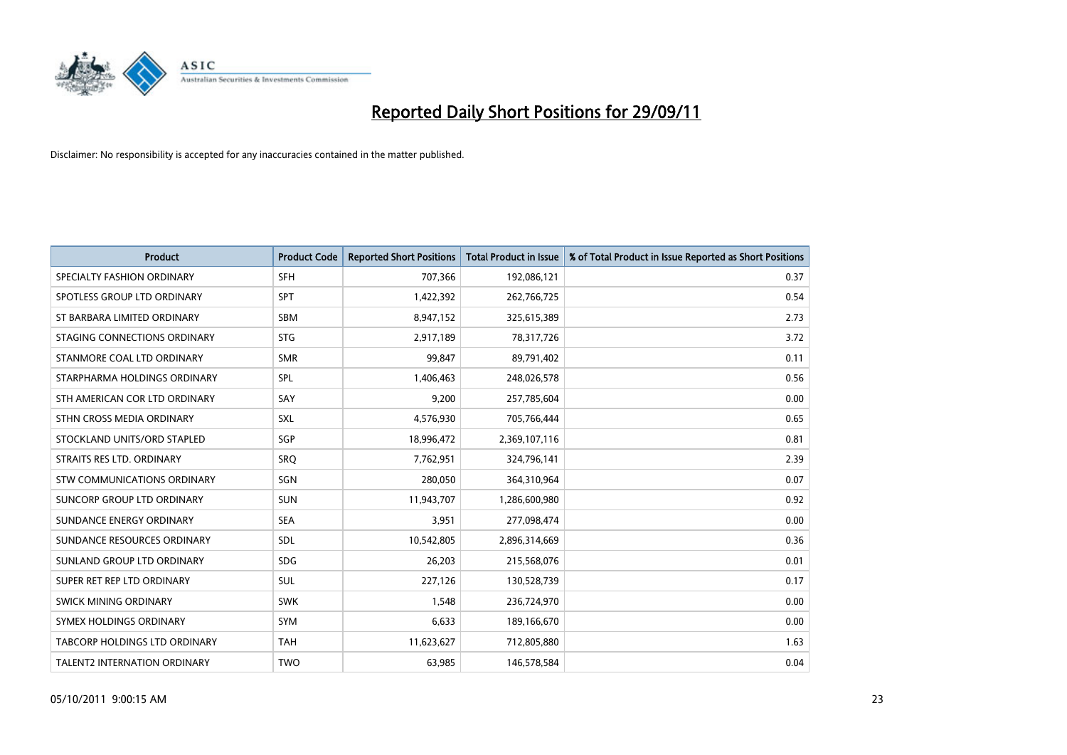# Reported Daily Short Positions for 29/09/11

Disclaimer: No responsibility is accepted for any inaccuracies contained in the matter published.

| Product | Product Code | Reported Short Positions | Total Product in Issue | % of Total Product in Issue Reported as Short Positions |
|---|---|---|---|---|
| SPECIALTY FASHION ORDINARY | SFH | 707,366 | 192,086,121 | 0.37 |
| SPOTLESS GROUP LTD ORDINARY | SPT | 1,422,392 | 262,766,725 | 0.54 |
| ST BARBARA LIMITED ORDINARY | SBM | 8,947,152 | 325,615,389 | 2.73 |
| STAGING CONNECTIONS ORDINARY | STG | 2,917,189 | 78,317,726 | 3.72 |
| STANMORE COAL LTD ORDINARY | SMR | 99,847 | 89,791,402 | 0.11 |
| STARPHARMA HOLDINGS ORDINARY | SPL | 1,406,463 | 248,026,578 | 0.56 |
| STH AMERICAN COR LTD ORDINARY | SAY | 9,200 | 257,785,604 | 0.00 |
| STHN CROSS MEDIA ORDINARY | SXL | 4,576,930 | 705,766,444 | 0.65 |
| STOCKLAND UNITS/ORD STAPLED | SGP | 18,996,472 | 2,369,107,116 | 0.81 |
| STRAITS RES LTD. ORDINARY | SRQ | 7,762,951 | 324,796,141 | 2.39 |
| STW COMMUNICATIONS ORDINARY | SGN | 280,050 | 364,310,964 | 0.07 |
| SUNCORP GROUP LTD ORDINARY | SUN | 11,943,707 | 1,286,600,980 | 0.92 |
| SUNDANCE ENERGY ORDINARY | SEA | 3,951 | 277,098,474 | 0.00 |
| SUNDANCE RESOURCES ORDINARY | SDL | 10,542,805 | 2,896,314,669 | 0.36 |
| SUNLAND GROUP LTD ORDINARY | SDG | 26,203 | 215,568,076 | 0.01 |
| SUPER RET REP LTD ORDINARY | SUL | 227,126 | 130,528,739 | 0.17 |
| SWICK MINING ORDINARY | SWK | 1,548 | 236,724,970 | 0.00 |
| SYMEX HOLDINGS ORDINARY | SYM | 6,633 | 189,166,670 | 0.00 |
| TABCORP HOLDINGS LTD ORDINARY | TAH | 11,623,627 | 712,805,880 | 1.63 |
| TALENT2 INTERNATION ORDINARY | TWO | 63,985 | 146,578,584 | 0.04 |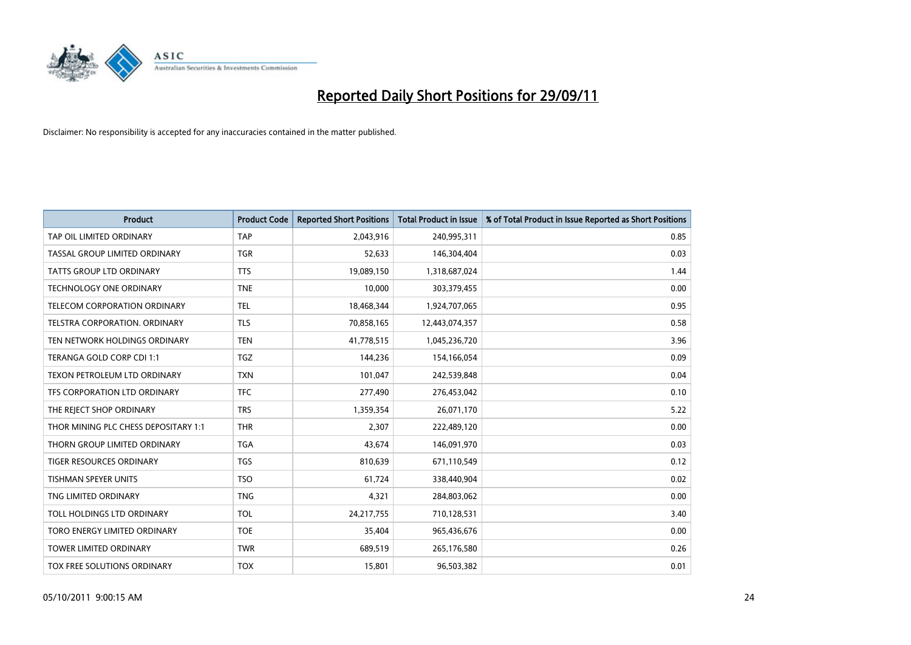# Reported Daily Short Positions for 29/09/11

Disclaimer: No responsibility is accepted for any inaccuracies contained in the matter published.

| Product | Product Code | Reported Short Positions | Total Product in Issue | % of Total Product in Issue Reported as Short Positions |
|---|---|---|---|---|
| TAP OIL LIMITED ORDINARY | TAP | 2,043,916 | 240,995,311 | 0.85 |
| TASSAL GROUP LIMITED ORDINARY | TGR | 52,633 | 146,304,404 | 0.03 |
| TATTS GROUP LTD ORDINARY | TTS | 19,089,150 | 1,318,687,024 | 1.44 |
| TECHNOLOGY ONE ORDINARY | TNE | 10,000 | 303,379,455 | 0.00 |
| TELECOM CORPORATION ORDINARY | TEL | 18,468,344 | 1,924,707,065 | 0.95 |
| TELSTRA CORPORATION. ORDINARY | TLS | 70,858,165 | 12,443,074,357 | 0.58 |
| TEN NETWORK HOLDINGS ORDINARY | TEN | 41,778,515 | 1,045,236,720 | 3.96 |
| TERANGA GOLD CORP CDI 1:1 | TGZ | 144,236 | 154,166,054 | 0.09 |
| TEXON PETROLEUM LTD ORDINARY | TXN | 101,047 | 242,539,848 | 0.04 |
| TFS CORPORATION LTD ORDINARY | TFC | 277,490 | 276,453,042 | 0.10 |
| THE REJECT SHOP ORDINARY | TRS | 1,359,354 | 26,071,170 | 5.22 |
| THOR MINING PLC CHESS DEPOSITARY 1:1 | THR | 2,307 | 222,489,120 | 0.00 |
| THORN GROUP LIMITED ORDINARY | TGA | 43,674 | 146,091,970 | 0.03 |
| TIGER RESOURCES ORDINARY | TGS | 810,639 | 671,110,549 | 0.12 |
| TISHMAN SPEYER UNITS | TSO | 61,724 | 338,440,904 | 0.02 |
| TNG LIMITED ORDINARY | TNG | 4,321 | 284,803,062 | 0.00 |
| TOLL HOLDINGS LTD ORDINARY | TOL | 24,217,755 | 710,128,531 | 3.40 |
| TORO ENERGY LIMITED ORDINARY | TOE | 35,404 | 965,436,676 | 0.00 |
| TOWER LIMITED ORDINARY | TWR | 689,519 | 265,176,580 | 0.26 |
| TOX FREE SOLUTIONS ORDINARY | TOX | 15,801 | 96,503,382 | 0.01 |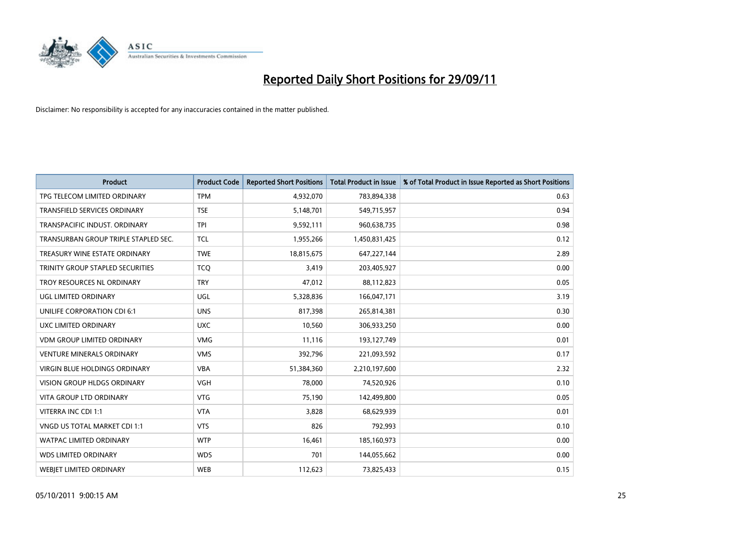# Reported Daily Short Positions for 29/09/11

Disclaimer: No responsibility is accepted for any inaccuracies contained in the matter published.

| Product | Product Code | Reported Short Positions | Total Product in Issue | % of Total Product in Issue Reported as Short Positions |
|---|---|---|---|---|
| TPG TELECOM LIMITED ORDINARY | TPM | 4,932,070 | 783,894,338 | 0.63 |
| TRANSFIELD SERVICES ORDINARY | TSE | 5,148,701 | 549,715,957 | 0.94 |
| TRANSPACIFIC INDUST. ORDINARY | TPI | 9,592,111 | 960,638,735 | 0.98 |
| TRANSURBAN GROUP TRIPLE STAPLED SEC. | TCL | 1,955,266 | 1,450,831,425 | 0.12 |
| TREASURY WINE ESTATE ORDINARY | TWE | 18,815,675 | 647,227,144 | 2.89 |
| TRINITY GROUP STAPLED SECURITIES | TCQ | 3,419 | 203,405,927 | 0.00 |
| TROY RESOURCES NL ORDINARY | TRY | 47,012 | 88,112,823 | 0.05 |
| UGL LIMITED ORDINARY | UGL | 5,328,836 | 166,047,171 | 3.19 |
| UNILIFE CORPORATION CDI 6:1 | UNS | 817,398 | 265,814,381 | 0.30 |
| UXC LIMITED ORDINARY | UXC | 10,560 | 306,933,250 | 0.00 |
| VDM GROUP LIMITED ORDINARY | VMG | 11,116 | 193,127,749 | 0.01 |
| VENTURE MINERALS ORDINARY | VMS | 392,796 | 221,093,592 | 0.17 |
| VIRGIN BLUE HOLDINGS ORDINARY | VBA | 51,384,360 | 2,210,197,600 | 2.32 |
| VISION GROUP HLDGS ORDINARY | VGH | 78,000 | 74,520,926 | 0.10 |
| VITA GROUP LTD ORDINARY | VTG | 75,190 | 142,499,800 | 0.05 |
| VITERRA INC CDI 1:1 | VTA | 3,828 | 68,629,939 | 0.01 |
| VNGD US TOTAL MARKET CDI 1:1 | VTS | 826 | 792,993 | 0.10 |
| WATPAC LIMITED ORDINARY | WTP | 16,461 | 185,160,973 | 0.00 |
| WDS LIMITED ORDINARY | WDS | 701 | 144,055,662 | 0.00 |
| WEBJET LIMITED ORDINARY | WEB | 112,623 | 73,825,433 | 0.15 |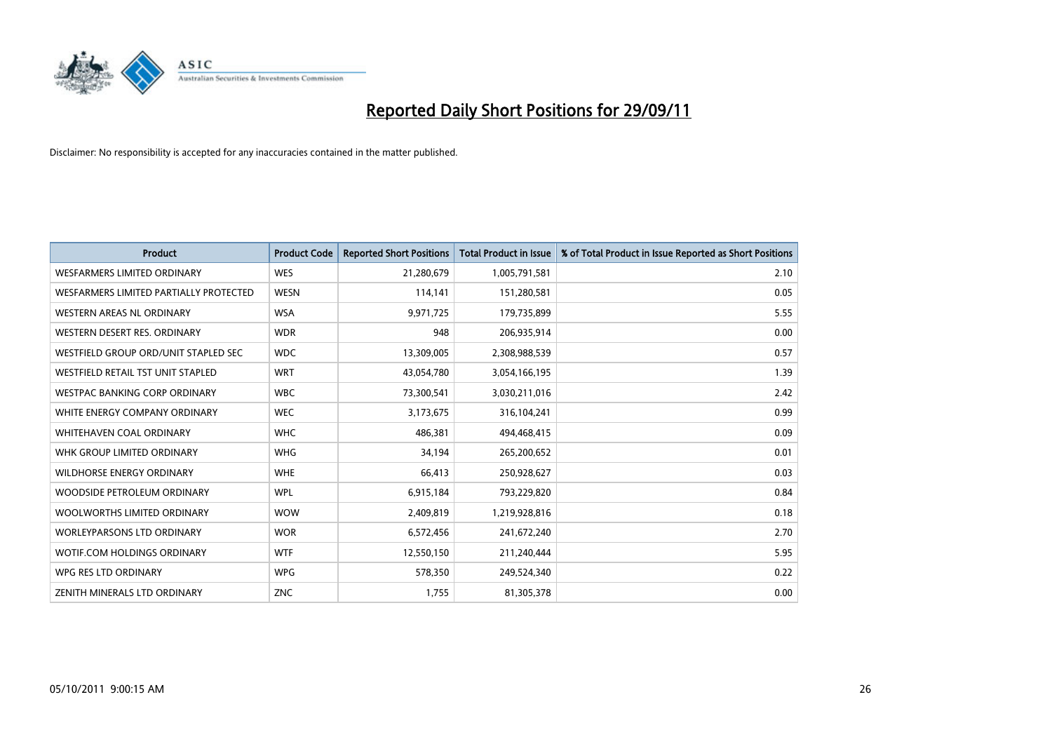# Reported Daily Short Positions for 29/09/11

Disclaimer: No responsibility is accepted for any inaccuracies contained in the matter published.

| Product | Product Code | Reported Short Positions | Total Product in Issue | % of Total Product in Issue Reported as Short Positions |
|---|---|---|---|---|
| WESFARMERS LIMITED ORDINARY | WES | 21,280,679 | 1,005,791,581 | 2.10 |
| WESFARMERS LIMITED PARTIALLY PROTECTED | WESN | 114,141 | 151,280,581 | 0.05 |
| WESTERN AREAS NL ORDINARY | WSA | 9,971,725 | 179,735,899 | 5.55 |
| WESTERN DESERT RES. ORDINARY | WDR | 948 | 206,935,914 | 0.00 |
| WESTFIELD GROUP ORD/UNIT STAPLED SEC | WDC | 13,309,005 | 2,308,988,539 | 0.57 |
| WESTFIELD RETAIL TST UNIT STAPLED | WRT | 43,054,780 | 3,054,166,195 | 1.39 |
| WESTPAC BANKING CORP ORDINARY | WBC | 73,300,541 | 3,030,211,016 | 2.42 |
| WHITE ENERGY COMPANY ORDINARY | WEC | 3,173,675 | 316,104,241 | 0.99 |
| WHITEHAVEN COAL ORDINARY | WHC | 486,381 | 494,468,415 | 0.09 |
| WHK GROUP LIMITED ORDINARY | WHG | 34,194 | 265,200,652 | 0.01 |
| WILDHORSE ENERGY ORDINARY | WHE | 66,413 | 250,928,627 | 0.03 |
| WOODSIDE PETROLEUM ORDINARY | WPL | 6,915,184 | 793,229,820 | 0.84 |
| WOOLWORTHS LIMITED ORDINARY | WOW | 2,409,819 | 1,219,928,816 | 0.18 |
| WORLEYPARSONS LTD ORDINARY | WOR | 6,572,456 | 241,672,240 | 2.70 |
| WOTIF.COM HOLDINGS ORDINARY | WTF | 12,550,150 | 211,240,444 | 5.95 |
| WPG RES LTD ORDINARY | WPG | 578,350 | 249,524,340 | 0.22 |
| ZENITH MINERALS LTD ORDINARY | ZNC | 1,755 | 81,305,378 | 0.00 |